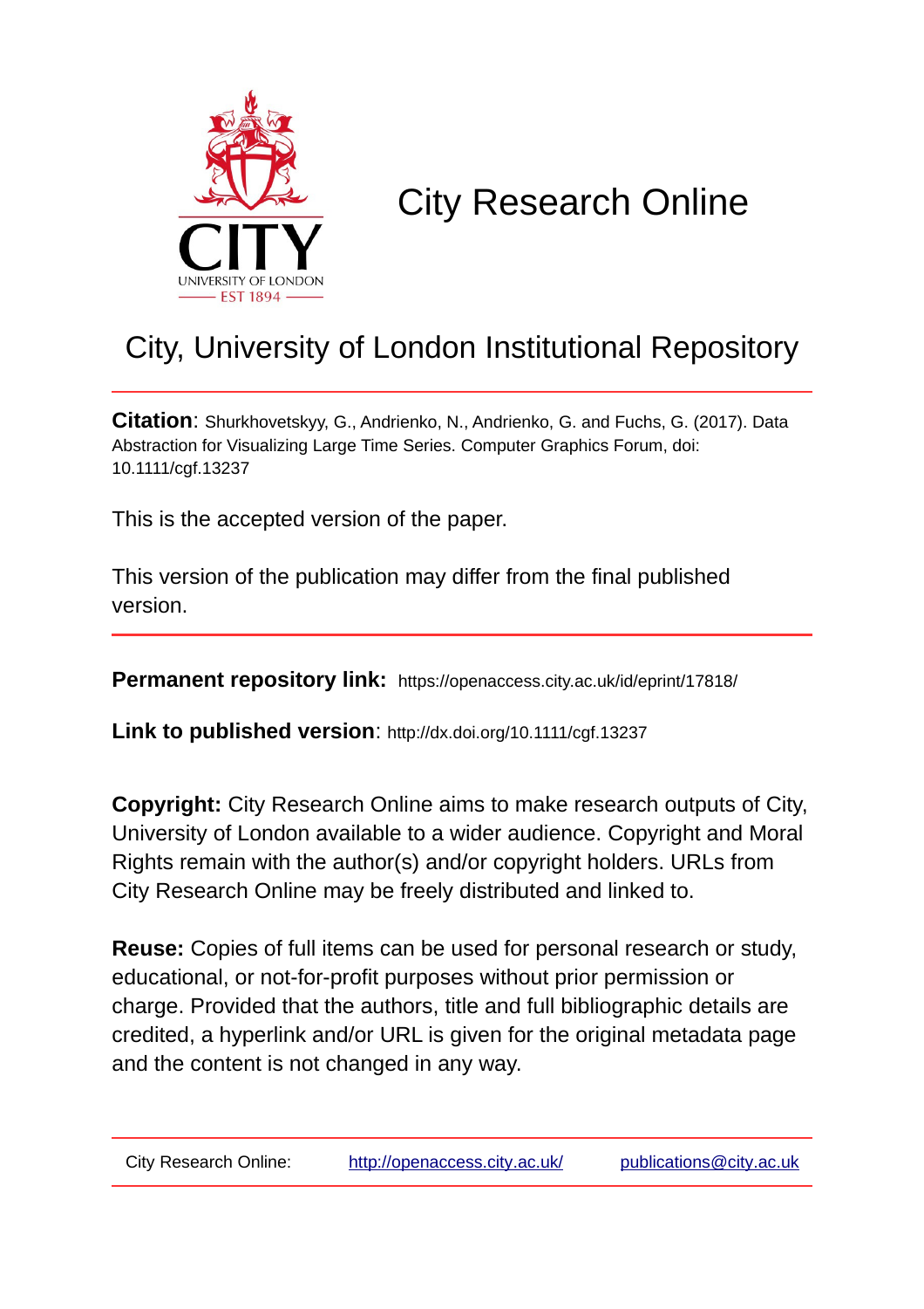# City Research Online

## City, University of London Institutional Repository

**Citation**: Shurkhovetskyy, G., Andrienko, N., Andrienko, G. and Fuchs, G. (2017). Data Abstraction for Visualizing Large Time Series. Computer Graphics Forum, doi: 10.1111/cgf.13237

This is the accepted version of the paper.

This version of the publication may differ from the final published version.

**Permanent repository link:** https://openaccess.city.ac.uk/id/eprint/17818/

**Link to published version**: http://dx.doi.org/10.1111/cgf.13237

**Copyright:** City Research Online aims to make research outputs of City, University of London available to a wider audience. Copyright and Moral Rights remain with the author(s) and/or copyright holders. URLs from City Research Online may be freely distributed and linked to.

**Reuse:** Copies of full items can be used for personal research or study, educational, or not-for-profit purposes without prior permission or charge. Provided that the authors, title and full bibliographic details are credited, a hyperlink and/or URL is given for the original metadata page and the content is not changed in any way.

City Research Online: http://openaccess.city.ac.uk/ publications@city.ac.uk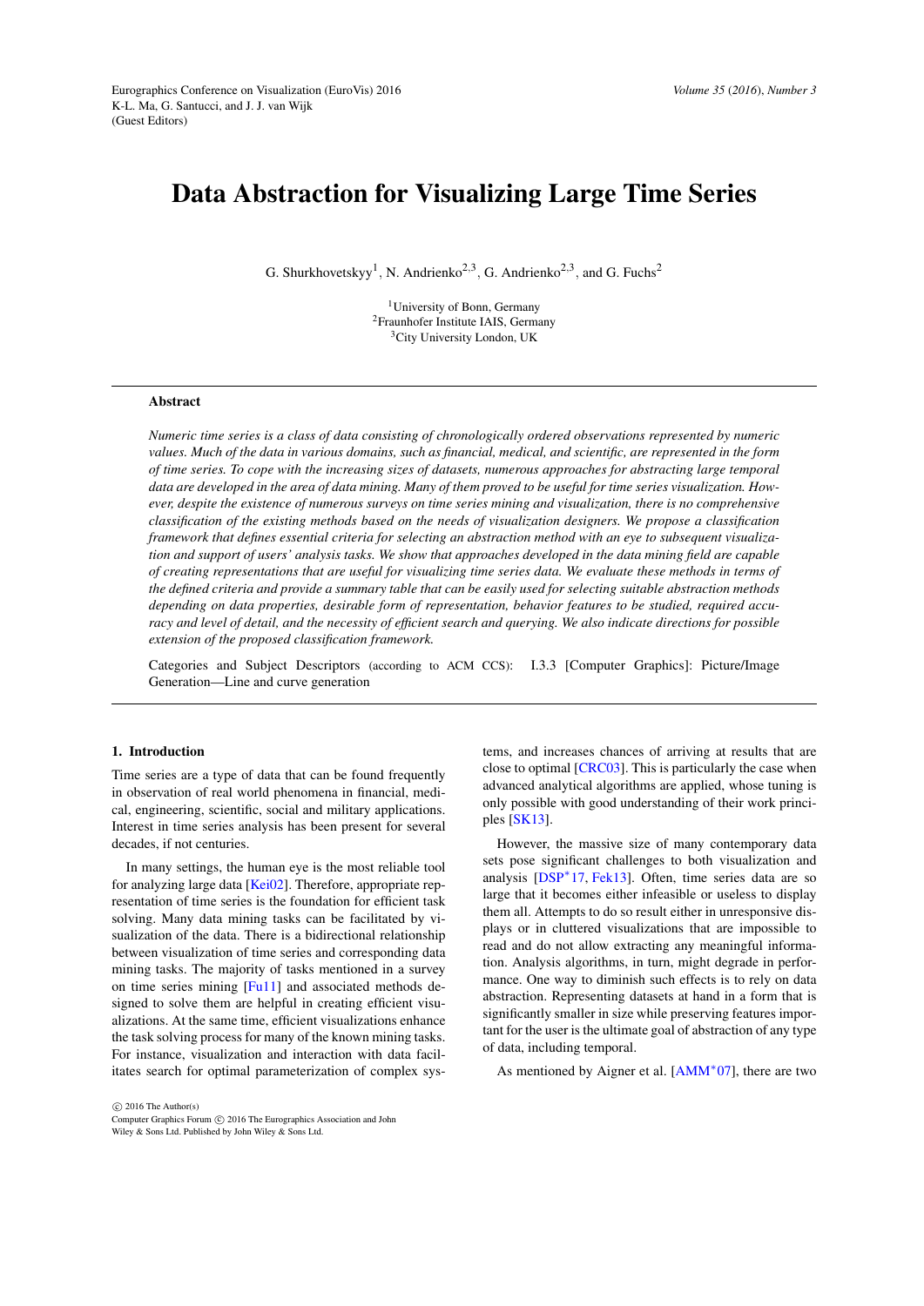# Data Abstraction for Visualizing Large Time Series

G. Shurkhovetskyy[1], N. Andrienko[2,3], G. Andrienko[2,3], and G. Fuchs[2]

[1]University of Bonn, Germany
[2]Fraunhofer Institute IAIS, Germany
[3]City University London, UK

## Abstract

*Numeric time series is a class of data consisting of chronologically ordered observations represented by numeric values. Much of the data in various domains, such as financial, medical, and scientific, are represented in the form of time series. To cope with the increasing sizes of datasets, numerous approaches for abstracting large temporal data are developed in the area of data mining. Many of them proved to be useful for time series visualization. However, despite the existence of numerous surveys on time series mining and visualization, there is no comprehensive classification of the existing methods based on the needs of visualization designers. We propose a classification framework that defines essential criteria for selecting an abstraction method with an eye to subsequent visualization and support of users' analysis tasks. We show that approaches developed in the data mining field are capable of creating representations that are useful for visualizing time series data. We evaluate these methods in terms of the defined criteria and provide a summary table that can be easily used for selecting suitable abstraction methods depending on data properties, desirable form of representation, behavior features to be studied, required accuracy and level of detail, and the necessity of efficient search and querying. We also indicate directions for possible extension of the proposed classification framework.*

Categories and Subject Descriptors (according to ACM CCS): I.3.3 [Computer Graphics]: Picture/Image Generation—Line and curve generation

## 1. Introduction

Time series are a type of data that can be found frequently in observation of real world phenomena in financial, medical, engineering, scientific, social and military applications. Interest in time series analysis has been present for several decades, if not centuries.

In many settings, the human eye is the most reliable tool for analyzing large data [Kei02]. Therefore, appropriate representation of time series is the foundation for efficient task solving. Many data mining tasks can be facilitated by visualization of the data. There is a bidirectional relationship between visualization of time series and corresponding data mining tasks. The majority of tasks mentioned in a survey on time series mining [Fu11] and associated methods designed to solve them are helpful in creating efficient visualizations. At the same time, efficient visualizations enhance the task solving process for many of the known mining tasks. For instance, visualization and interaction with data facilitates search for optimal parameterization of complex systems, and increases chances of arriving at results that are close to optimal [CRC03]. This is particularly the case when advanced analytical algorithms are applied, whose tuning is only possible with good understanding of their work principles [SK13].

However, the massive size of many contemporary data sets pose significant challenges to both visualization and analysis [DSP*17, Fek13]. Often, time series data are so large that it becomes either infeasible or useless to display them all. Attempts to do so result either in unresponsive displays or in cluttered visualizations that are impossible to read and do not allow extracting any meaningful information. Analysis algorithms, in turn, might degrade in performance. One way to diminish such effects is to rely on data abstraction. Representing datasets at hand in a form that is significantly smaller in size while preserving features important for the user is the ultimate goal of abstraction of any type of data, including temporal.

As mentioned by Aigner et al. [AMM*07], there are two

© 2016 The Author(s)
Computer Graphics Forum © 2016 The Eurographics Association and John Wiley & Sons Ltd. Published by John Wiley & Sons Ltd.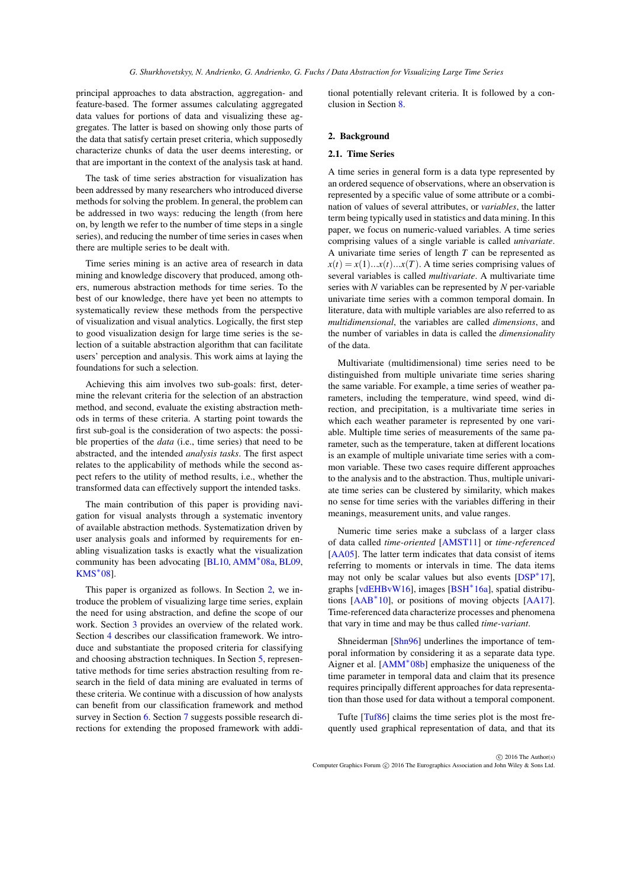principal approaches to data abstraction, aggregation- and feature-based. The former assumes calculating aggregated data values for portions of data and visualizing these aggregates. The latter is based on showing only those parts of the data that satisfy certain preset criteria, which supposedly characterize chunks of data the user deems interesting, or that are important in the context of the analysis task at hand.

The task of time series abstraction for visualization has been addressed by many researchers who introduced diverse methods for solving the problem. In general, the problem can be addressed in two ways: reducing the length (from here on, by length we refer to the number of time steps in a single series), and reducing the number of time series in cases when there are multiple series to be dealt with.

Time series mining is an active area of research in data mining and knowledge discovery that produced, among others, numerous abstraction methods for time series. To the best of our knowledge, there have yet been no attempts to systematically review these methods from the perspective of visualization and visual analytics. Logically, the first step to good visualization design for large time series is the selection of a suitable abstraction algorithm that can facilitate users' perception and analysis. This work aims at laying the foundations for such a selection.

Achieving this aim involves two sub-goals: first, determine the relevant criteria for the selection of an abstraction method, and second, evaluate the existing abstraction methods in terms of these criteria. A starting point towards the first sub-goal is the consideration of two aspects: the possible properties of the *data* (i.e., time series) that need to be abstracted, and the intended *analysis tasks*. The first aspect relates to the applicability of methods while the second aspect refers to the utility of method results, i.e., whether the transformed data can effectively support the intended tasks.

The main contribution of this paper is providing navigation for visual analysts through a systematic inventory of available abstraction methods. Systematization driven by user analysis goals and informed by requirements for enabling visualization tasks is exactly what the visualization community has been advocating [BL10, AMM*08a, BL09, KMS*08].

This paper is organized as follows. In Section 2, we introduce the problem of visualizing large time series, explain the need for using abstraction, and define the scope of our work. Section 3 provides an overview of the related work. Section 4 describes our classification framework. We introduce and substantiate the proposed criteria for classifying and choosing abstraction techniques. In Section 5, representative methods for time series abstraction resulting from research in the field of data mining are evaluated in terms of these criteria. We continue with a discussion of how analysts can benefit from our classification framework and method survey in Section 6. Section 7 suggests possible research directions for extending the proposed framework with additional potentially relevant criteria. It is followed by a conclusion in Section 8.

## 2. Background

### 2.1. Time Series

A time series in general form is a data type represented by an ordered sequence of observations, where an observation is represented by a specific value of some attribute or a combination of values of several attributes, or *variables*, the latter term being typically used in statistics and data mining. In this paper, we focus on numeric-valued variables. A time series comprising values of a single variable is called *univariate*. A univariate time series of length $T$ can be represented as $x(t) = x(1)...x(t)...x(T)$. A time series comprising values of several variables is called *multivariate*. A multivariate time series with $N$ variables can be represented by $N$ per-variable univariate time series with a common temporal domain. In literature, data with multiple variables are also referred to as *multidimensional*, the variables are called *dimensions*, and the number of variables in data is called the *dimensionality* of the data.

Multivariate (multidimensional) time series need to be distinguished from multiple univariate time series sharing the same variable. For example, a time series of weather parameters, including the temperature, wind speed, wind direction, and precipitation, is a multivariate time series in which each weather parameter is represented by one variable. Multiple time series of measurements of the same parameter, such as the temperature, taken at different locations is an example of multiple univariate time series with a common variable. These two cases require different approaches to the analysis and to the abstraction. Thus, multiple univariate time series can be clustered by similarity, which makes no sense for time series with the variables differing in their meanings, measurement units, and value ranges.

Numeric time series make a subclass of a larger class of data called *time-oriented* [AMST11] or *time-referenced* [AA05]. The latter term indicates that data consist of items referring to moments or intervals in time. The data items may not only be scalar values but also events [DSP*17], graphs [vdEHBvW16], images [BSH*16a], spatial distributions [AAB*10], or positions of moving objects [AA17]. Time-referenced data characterize processes and phenomena that vary in time and may be thus called *time-variant*.

Shneiderman [Shn96] underlines the importance of temporal information by considering it as a separate data type. Aigner et al. [AMM*08b] emphasize the uniqueness of the time parameter in temporal data and claim that its presence requires principally different approaches for data representation than those used for data without a temporal component.

Tufte [Tuf86] claims the time series plot is the most frequently used graphical representation of data, and that its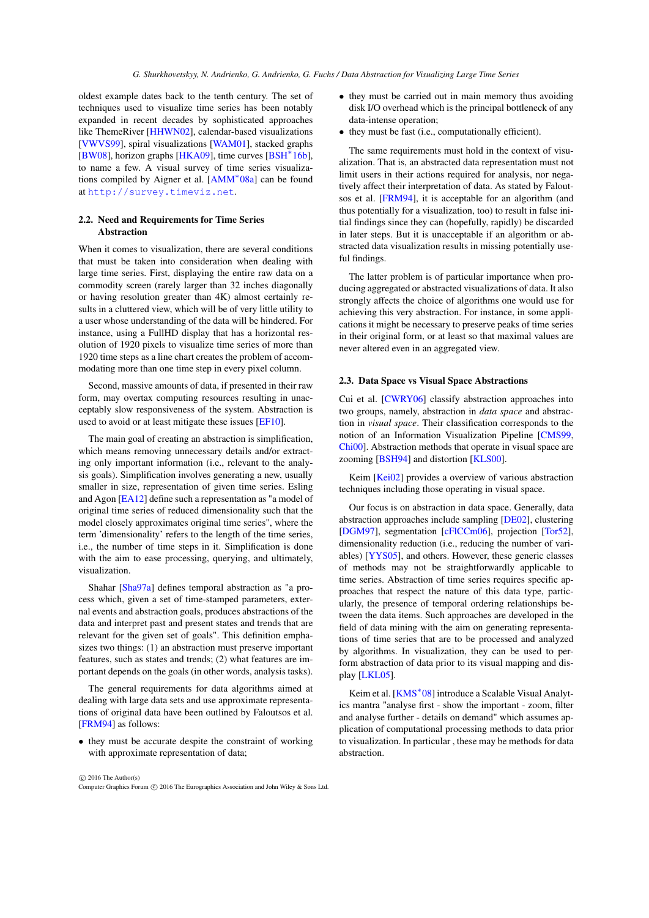oldest example dates back to the tenth century. The set of techniques used to visualize time series has been notably expanded in recent decades by sophisticated approaches like ThemeRiver [HHWN02], calendar-based visualizations [VWVS99], spiral visualizations [WAM01], stacked graphs [BW08], horizon graphs [HKA09], time curves [BSH*16b], to name a few. A visual survey of time series visualizations compiled by Aigner et al. [AMM*08a] can be found at http://survey.timeviz.net.

## 2.2. Need and Requirements for Time Series Abstraction

When it comes to visualization, there are several conditions that must be taken into consideration when dealing with large time series. First, displaying the entire raw data on a commodity screen (rarely larger than 32 inches diagonally or having resolution greater than 4K) almost certainly results in a cluttered view, which will be of very little utility to a user whose understanding of the data will be hindered. For instance, using a FullHD display that has a horizontal resolution of 1920 pixels to visualize time series of more than 1920 time steps as a line chart creates the problem of accommodating more than one time step in every pixel column.

Second, massive amounts of data, if presented in their raw form, may overtax computing resources resulting in unacceptably slow responsiveness of the system. Abstraction is used to avoid or at least mitigate these issues [EF10].

The main goal of creating an abstraction is simplification, which means removing unnecessary details and/or extracting only important information (i.e., relevant to the analysis goals). Simplification involves generating a new, usually smaller in size, representation of given time series. Esling and Agon [EA12] define such a representation as "a model of original time series of reduced dimensionality such that the model closely approximates original time series", where the term 'dimensionality' refers to the length of the time series, i.e., the number of time steps in it. Simplification is done with the aim to ease processing, querying, and ultimately, visualization.

Shahar [Sha97a] defines temporal abstraction as "a process which, given a set of time-stamped parameters, external events and abstraction goals, produces abstractions of the data and interpret past and present states and trends that are relevant for the given set of goals". This definition emphasizes two things: (1) an abstraction must preserve important features, such as states and trends; (2) what features are important depends on the goals (in other words, analysis tasks).

The general requirements for data algorithms aimed at dealing with large data sets and use approximate representations of original data have been outlined by Faloutsos et al. [FRM94] as follows:

- they must be accurate despite the constraint of working with approximate representation of data;
- they must be carried out in main memory thus avoiding disk I/O overhead which is the principal bottleneck of any data-intense operation;
- they must be fast (i.e., computationally efficient).

The same requirements must hold in the context of visualization. That is, an abstracted data representation must not limit users in their actions required for analysis, nor negatively affect their interpretation of data. As stated by Faloutsos et al. [FRM94], it is acceptable for an algorithm (and thus potentially for a visualization, too) to result in false initial findings since they can (hopefully, rapidly) be discarded in later steps. But it is unacceptable if an algorithm or abstracted data visualization results in missing potentially useful findings.

The latter problem is of particular importance when producing aggregated or abstracted visualizations of data. It also strongly affects the choice of algorithms one would use for achieving this very abstraction. For instance, in some applications it might be necessary to preserve peaks of time series in their original form, or at least so that maximal values are never altered even in an aggregated view.

## 2.3. Data Space vs Visual Space Abstractions

Cui et al. [CWRY06] classify abstraction approaches into two groups, namely, abstraction in *data space* and abstraction in *visual space*. Their classification corresponds to the notion of an Information Visualization Pipeline [CMS99, Chi00]. Abstraction methods that operate in visual space are zooming [BSH94] and distortion [KLS00].

Keim [Kei02] provides a overview of various abstraction techniques including those operating in visual space.

Our focus is on abstraction in data space. Generally, data abstraction approaches include sampling [DE02], clustering [DGM97], segmentation [cFlCCm06], projection [Tor52], dimensionality reduction (i.e., reducing the number of variables) [YYS05], and others. However, these generic classes of methods may not be straightforwardly applicable to time series. Abstraction of time series requires specific approaches that respect the nature of this data type, particularly, the presence of temporal ordering relationships between the data items. Such approaches are developed in the field of data mining with the aim on generating representations of time series that are to be processed and analyzed by algorithms. In visualization, they can be used to perform abstraction of data prior to its visual mapping and display [LKL05].

Keim et al. [KMS*08] introduce a Scalable Visual Analytics mantra "analyse first - show the important - zoom, filter and analyse further - details on demand" which assumes application of computational processing methods to data prior to visualization. In particular , these may be methods for data abstraction.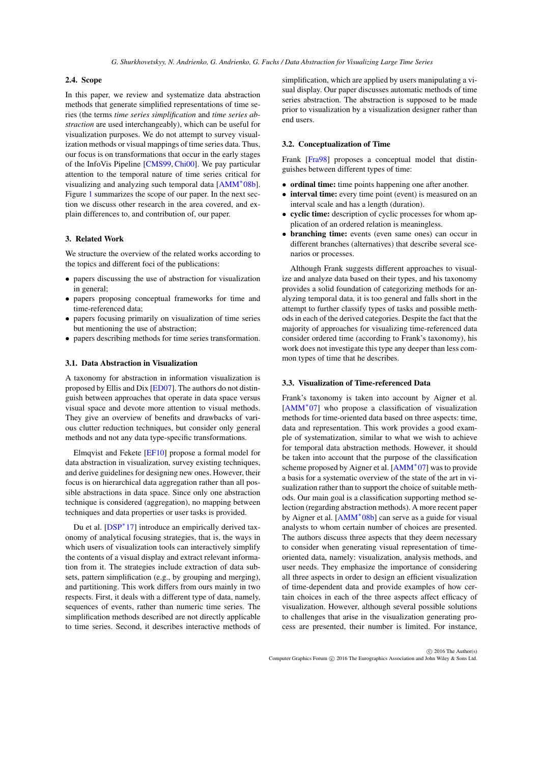### 2.4. Scope

In this paper, we review and systematize data abstraction methods that generate simplified representations of time series (the terms *time series simplification* and *time series abstraction* are used interchangeably), which can be useful for visualization purposes. We do not attempt to survey visualization methods or visual mappings of time series data. Thus, our focus is on transformations that occur in the early stages of the InfoVis Pipeline [CMS99, Chi00]. We pay particular attention to the temporal nature of time series critical for visualizing and analyzing such temporal data [AMM*08b]. Figure 1 summarizes the scope of our paper. In the next section we discuss other research in the area covered, and explain differences to, and contribution of, our paper.

## 3. Related Work

We structure the overview of the related works according to the topics and different foci of the publications:

- papers discussing the use of abstraction for visualization in general;
- papers proposing conceptual frameworks for time and time-referenced data;
- papers focusing primarily on visualization of time series but mentioning the use of abstraction;
- papers describing methods for time series transformation.

### 3.1. Data Abstraction in Visualization

A taxonomy for abstraction in information visualization is proposed by Ellis and Dix [ED07]. The authors do not distinguish between approaches that operate in data space versus visual space and devote more attention to visual methods. They give an overview of benefits and drawbacks of various clutter reduction techniques, but consider only general methods and not any data type-specific transformations.

Elmqvist and Fekete [EF10] propose a formal model for data abstraction in visualization, survey existing techniques, and derive guidelines for designing new ones. However, their focus is on hierarchical data aggregation rather than all possible abstractions in data space. Since only one abstraction technique is considered (aggregation), no mapping between techniques and data properties or user tasks is provided.

Du et al. [DSP*17] introduce an empirically derived taxonomy of analytical focusing strategies, that is, the ways in which users of visualization tools can interactively simplify the contents of a visual display and extract relevant information from it. The strategies include extraction of data subsets, pattern simplification (e.g., by grouping and merging), and partitioning. This work differs from ours mainly in two respects. First, it deals with a different type of data, namely, sequences of events, rather than numeric time series. The simplification methods described are not directly applicable to time series. Second, it describes interactive methods of simplification, which are applied by users manipulating a visual display. Our paper discusses automatic methods of time series abstraction. The abstraction is supposed to be made prior to visualization by a visualization designer rather than end users.

### 3.2. Conceptualization of Time

Frank [Fra98] proposes a conceptual model that distinguishes between different types of time:

- **ordinal time:** time points happening one after another.
- **interval time:** every time point (event) is measured on an interval scale and has a length (duration).
- **cyclic time:** description of cyclic processes for whom application of an ordered relation is meaningless.
- **branching time:** events (even same ones) can occur in different branches (alternatives) that describe several scenarios or processes.

Although Frank suggests different approaches to visualize and analyze data based on their types, and his taxonomy provides a solid foundation of categorizing methods for analyzing temporal data, it is too general and falls short in the attempt to further classify types of tasks and possible methods in each of the derived categories. Despite the fact that the majority of approaches for visualizing time-referenced data consider ordered time (according to Frank's taxonomy), his work does not investigate this type any deeper than less common types of time that he describes.

### 3.3. Visualization of Time-referenced Data

Frank's taxonomy is taken into account by Aigner et al. [AMM*07] who propose a classification of visualization methods for time-oriented data based on three aspects: time, data and representation. This work provides a good example of systematization, similar to what we wish to achieve for temporal data abstraction methods. However, it should be taken into account that the purpose of the classification scheme proposed by Aigner et al. [AMM*07] was to provide a basis for a systematic overview of the state of the art in visualization rather than to support the choice of suitable methods. Our main goal is a classification supporting method selection (regarding abstraction methods). A more recent paper by Aigner et al. [AMM*08b] can serve as a guide for visual analysts to whom certain number of choices are presented. The authors discuss three aspects that they deem necessary to consider when generating visual representation of time-oriented data, namely: visualization, analysis methods, and user needs. They emphasize the importance of considering all three aspects in order to design an efficient visualization of time-dependent data and provide examples of how certain choices in each of the three aspects affect efficacy of visualization. However, although several possible solutions to challenges that arise in the visualization generating process are presented, their number is limited. For instance,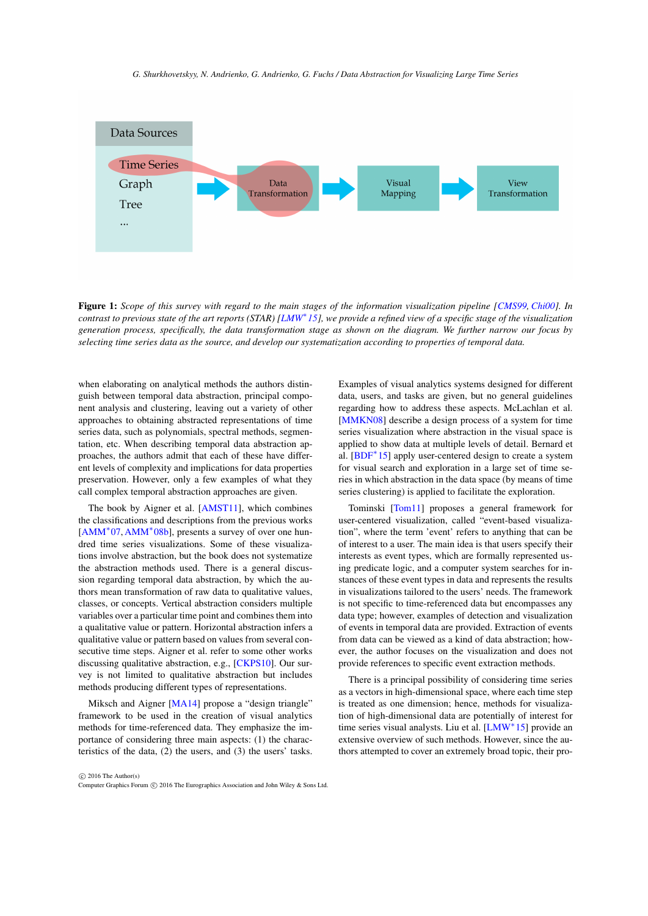Figure 1: *Scope of this survey with regard to the main stages of the information visualization pipeline [CMS99, Chi00]. In contrast to previous state of the art reports (STAR) [LMW*15], we provide a refined view of a specific stage of the visualization generation process, specifically, the data transformation stage as shown on the diagram. We further narrow our focus by selecting time series data as the source, and develop our systematization according to properties of temporal data.*

when elaborating on analytical methods the authors distinguish between temporal data abstraction, principal component analysis and clustering, leaving out a variety of other approaches to obtaining abstracted representations of time series data, such as polynomials, spectral methods, segmentation, etc. When describing temporal data abstraction approaches, the authors admit that each of these have different levels of complexity and implications for data properties preservation. However, only a few examples of what they call complex temporal abstraction approaches are given.

The book by Aigner et al. [AMST11], which combines the classifications and descriptions from the previous works [AMM*07, AMM*08b], presents a survey of over one hundred time series visualizations. Some of these visualizations involve abstraction, but the book does not systematize the abstraction methods used. There is a general discussion regarding temporal data abstraction, by which the authors mean transformation of raw data to qualitative values, classes, or concepts. Vertical abstraction considers multiple variables over a particular time point and combines them into a qualitative value or pattern. Horizontal abstraction infers a qualitative value or pattern based on values from several consecutive time steps. Aigner et al. refer to some other works discussing qualitative abstraction, e.g., [CKPS10]. Our survey is not limited to qualitative abstraction but includes methods producing different types of representations.

Miksch and Aigner [MA14] propose a "design triangle" framework to be used in the creation of visual analytics methods for time-referenced data. They emphasize the importance of considering three main aspects: (1) the characteristics of the data, (2) the users, and (3) the users' tasks. Examples of visual analytics systems designed for different data, users, and tasks are given, but no general guidelines regarding how to address these aspects. McLachlan et al. [MMKN08] describe a design process of a system for time series visualization where abstraction in the visual space is applied to show data at multiple levels of detail. Bernard et al. [BDF*15] apply user-centered design to create a system for visual search and exploration in a large set of time series in which abstraction in the data space (by means of time series clustering) is applied to facilitate the exploration.

Tominski [Tom11] proposes a general framework for user-centered visualization, called "event-based visualization", where the term 'event' refers to anything that can be of interest to a user. The main idea is that users specify their interests as event types, which are formally represented using predicate logic, and a computer system searches for instances of these event types in data and represents the results in visualizations tailored to the users' needs. The framework is not specific to time-referenced data but encompasses any data type; however, examples of detection and visualization of events in temporal data are provided. Extraction of events from data can be viewed as a kind of data abstraction; however, the author focuses on the visualization and does not provide references to specific event extraction methods.

There is a principal possibility of considering time series as a vectors in high-dimensional space, where each time step is treated as one dimension; hence, methods for visualization of high-dimensional data are potentially of interest for time series visual analysts. Liu et al. [LMW*15] provide an extensive overview of such methods. However, since the authors attempted to cover an extremely broad topic, their pro-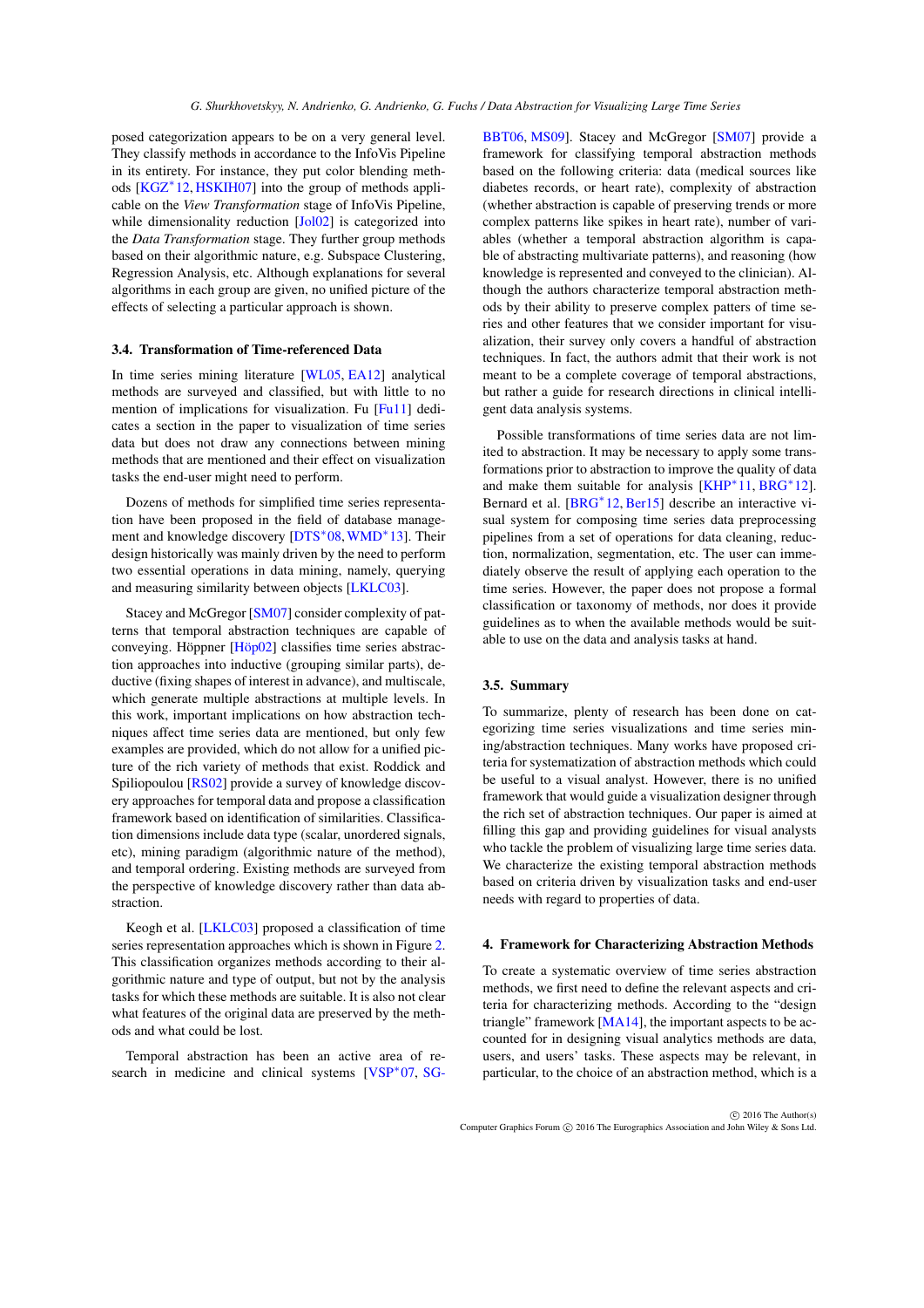posed categorization appears to be on a very general level. They classify methods in accordance to the InfoVis Pipeline in its entirety. For instance, they put color blending methods [KGZ*12, HSKIH07] into the group of methods applicable on the *View Transformation* stage of InfoVis Pipeline, while dimensionality reduction [Jol02] is categorized into the *Data Transformation* stage. They further group methods based on their algorithmic nature, e.g. Subspace Clustering, Regression Analysis, etc. Although explanations for several algorithms in each group are given, no unified picture of the effects of selecting a particular approach is shown.

### 3.4. Transformation of Time-referenced Data

In time series mining literature [WL05, EA12] analytical methods are surveyed and classified, but with little to no mention of implications for visualization. Fu [Fu11] dedicates a section in the paper to visualization of time series data but does not draw any connections between mining methods that are mentioned and their effect on visualization tasks the end-user might need to perform.

Dozens of methods for simplified time series representation have been proposed in the field of database management and knowledge discovery [DTS*08, WMD*13]. Their design historically was mainly driven by the need to perform two essential operations in data mining, namely, querying and measuring similarity between objects [LKLC03].

Stacey and McGregor [SM07] consider complexity of patterns that temporal abstraction techniques are capable of conveying. Höppner [Höp02] classifies time series abstraction approaches into inductive (grouping similar parts), deductive (fixing shapes of interest in advance), and multiscale, which generate multiple abstractions at multiple levels. In this work, important implications on how abstraction techniques affect time series data are mentioned, but only few examples are provided, which do not allow for a unified picture of the rich variety of methods that exist. Roddick and Spiliopoulou [RS02] provide a survey of knowledge discovery approaches for temporal data and propose a classification framework based on identification of similarities. Classification dimensions include data type (scalar, unordered signals, etc), mining paradigm (algorithmic nature of the method), and temporal ordering. Existing methods are surveyed from the perspective of knowledge discovery rather than data abstraction.

Keogh et al. [LKLC03] proposed a classification of time series representation approaches which is shown in Figure 2. This classification organizes methods according to their algorithmic nature and type of output, but not by the analysis tasks for which these methods are suitable. It is also not clear what features of the original data are preserved by the methods and what could be lost.

Temporal abstraction has been an active area of research in medicine and clinical systems [VSP*07, SG-BBT06, MS09]. Stacey and McGregor [SM07] provide a framework for classifying temporal abstraction methods based on the following criteria: data (medical sources like diabetes records, or heart rate), complexity of abstraction (whether abstraction is capable of preserving trends or more complex patterns like spikes in heart rate), number of variables (whether a temporal abstraction algorithm is capable of abstracting multivariate patterns), and reasoning (how knowledge is represented and conveyed to the clinician). Although the authors characterize temporal abstraction methods by their ability to preserve complex patters of time series and other features that we consider important for visualization, their survey only covers a handful of abstraction techniques. In fact, the authors admit that their work is not meant to be a complete coverage of temporal abstractions, but rather a guide for research directions in clinical intelligent data analysis systems.

Possible transformations of time series data are not limited to abstraction. It may be necessary to apply some transformations prior to abstraction to improve the quality of data and make them suitable for analysis [KHP*11, BRG*12]. Bernard et al. [BRG*12, Ber15] describe an interactive visual system for composing time series data preprocessing pipelines from a set of operations for data cleaning, reduction, normalization, segmentation, etc. The user can immediately observe the result of applying each operation to the time series. However, the paper does not propose a formal classification or taxonomy of methods, nor does it provide guidelines as to when the available methods would be suitable to use on the data and analysis tasks at hand.

### 3.5. Summary

To summarize, plenty of research has been done on categorizing time series visualizations and time series mining/abstraction techniques. Many works have proposed criteria for systematization of abstraction methods which could be useful to a visual analyst. However, there is no unified framework that would guide a visualization designer through the rich set of abstraction techniques. Our paper is aimed at filling this gap and providing guidelines for visual analysts who tackle the problem of visualizing large time series data. We characterize the existing temporal abstraction methods based on criteria driven by visualization tasks and end-user needs with regard to properties of data.

## 4. Framework for Characterizing Abstraction Methods

To create a systematic overview of time series abstraction methods, we first need to define the relevant aspects and criteria for characterizing methods. According to the "design triangle" framework [MA14], the important aspects to be accounted for in designing visual analytics methods are data, users, and users' tasks. These aspects may be relevant, in particular, to the choice of an abstraction method, which is a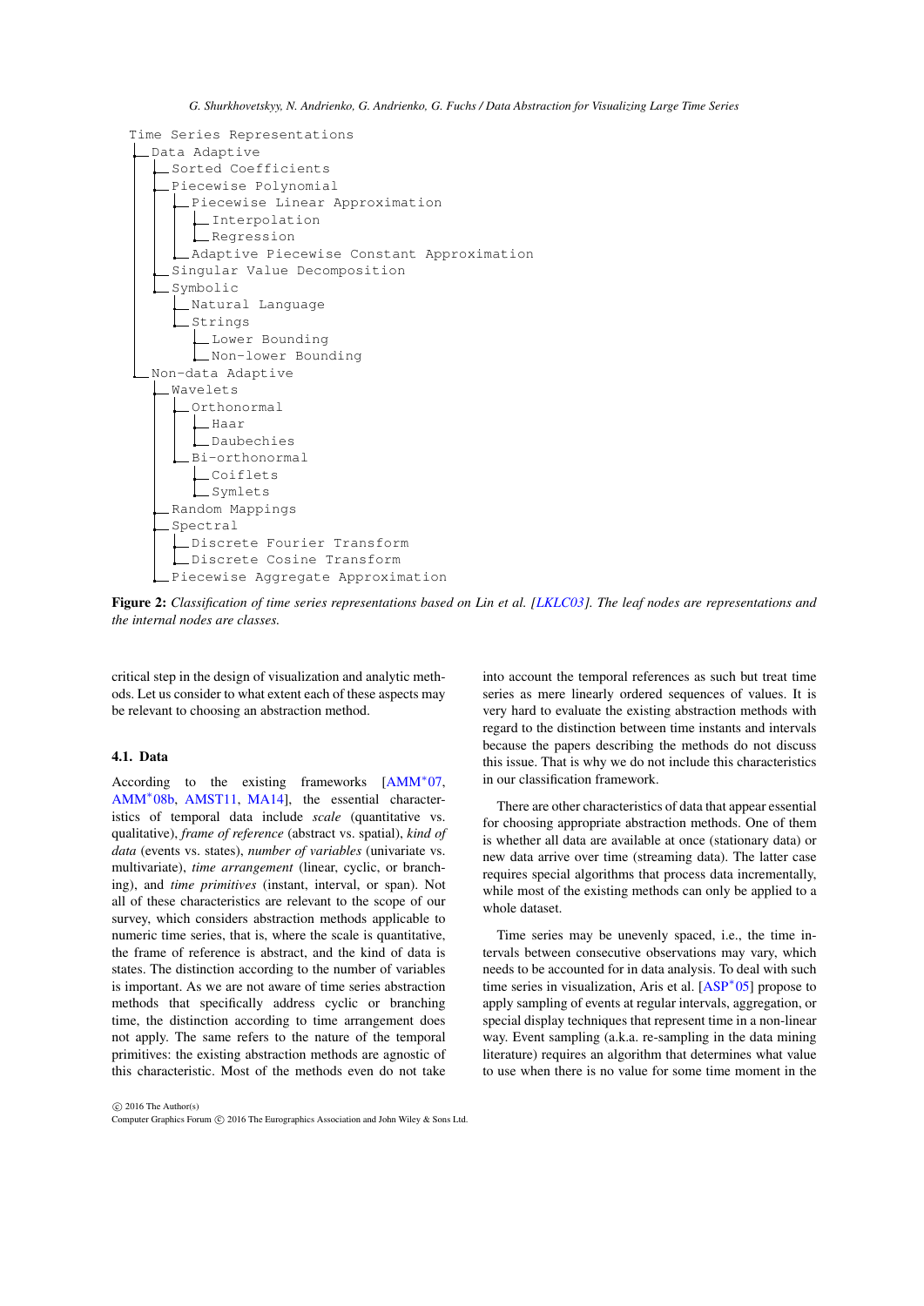```
Time Series Representations
├─Data Adaptive
│ ├─Sorted Coefficients
│ ├─Piecewise Polynomial
│ │ ├─Piecewise Linear Approximation
│ │ │ ├─Interpolation
│ │ │ └─Regression
│ │ └─Adaptive Piecewise Constant Approximation
│ ├─Singular Value Decomposition
│ └─Symbolic
│   ├─Natural Language
│   └─Strings
│     ├─Lower Bounding
│     └─Non-lower Bounding
└─Non-data Adaptive
  ├─Wavelets
  │ ├─Orthonormal
  │ │ ├─Haar
  │ │ └─Daubechies
  │ └─Bi-orthonormal
  │   ├─Coiflets
  │   └─Symlets
  ├─Random Mappings
  ├─Spectral
  │ ├─Discrete Fourier Transform
  │ └─Discrete Cosine Transform
  └─Piecewise Aggregate Approximation
```

**Figure 2:** *Classification of time series representations based on Lin et al. [LKLC03]. The leaf nodes are representations and the internal nodes are classes.*

critical step in the design of visualization and analytic methods. Let us consider to what extent each of these aspects may be relevant to choosing an abstraction method.

### 4.1. Data

According to the existing frameworks [AMM*07, AMM*08b, AMST11, MA14], the essential characteristics of temporal data include *scale* (quantitative vs. qualitative), *frame of reference* (abstract vs. spatial), *kind of data* (events vs. states), *number of variables* (univariate vs. multivariate), *time arrangement* (linear, cyclic, or branching), and *time primitives* (instant, interval, or span). Not all of these characteristics are relevant to the scope of our survey, which considers abstraction methods applicable to numeric time series, that is, where the scale is quantitative, the frame of reference is abstract, and the kind of data is states. The distinction according to the number of variables is important. As we are not aware of time series abstraction methods that specifically address cyclic or branching time, the distinction according to time arrangement does not apply. The same refers to the nature of the temporal primitives: the existing abstraction methods are agnostic of this characteristic. Most of the methods even do not take into account the temporal references as such but treat time series as mere linearly ordered sequences of values. It is very hard to evaluate the existing abstraction methods with regard to the distinction between time instants and intervals because the papers describing the methods do not discuss this issue. That is why we do not include this characteristics in our classification framework.

There are other characteristics of data that appear essential for choosing appropriate abstraction methods. One of them is whether all data are available at once (stationary data) or new data arrive over time (streaming data). The latter case requires special algorithms that process data incrementally, while most of the existing methods can only be applied to a whole dataset.

Time series may be unevenly spaced, i.e., the time intervals between consecutive observations may vary, which needs to be accounted for in data analysis. To deal with such time series in visualization, Aris et al. [ASP*05] propose to apply sampling of events at regular intervals, aggregation, or special display techniques that represent time in a non-linear way. Event sampling (a.k.a. re-sampling in the data mining literature) requires an algorithm that determines what value to use when there is no value for some time moment in the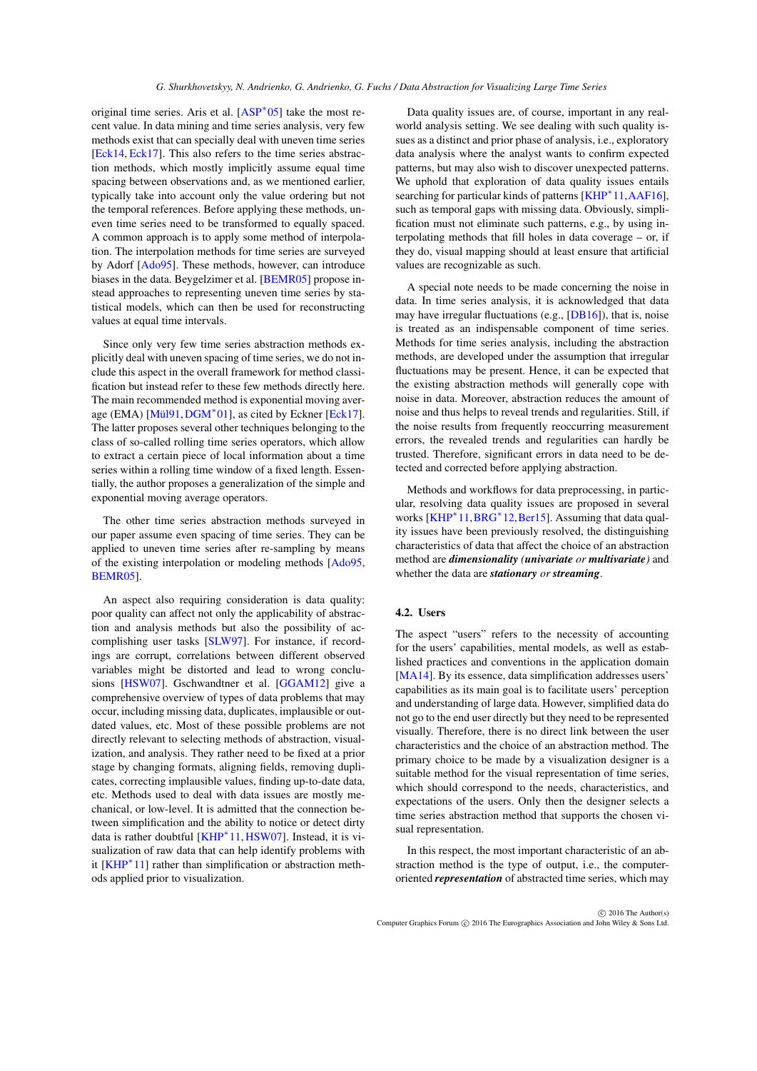original time series. Aris et al. [ASP*05] take the most recent value. In data mining and time series analysis, very few methods exist that can specially deal with uneven time series [Eck14, Eck17]. This also refers to the time series abstraction methods, which mostly implicitly assume equal time spacing between observations and, as we mentioned earlier, typically take into account only the value ordering but not the temporal references. Before applying these methods, uneven time series need to be transformed to equally spaced. A common approach is to apply some method of interpolation. The interpolation methods for time series are surveyed by Adorf [Ado95]. These methods, however, can introduce biases in the data. Beygelzimer et al. [BEMR05] propose instead approaches to representing uneven time series by statistical models, which can then be used for reconstructing values at equal time intervals.

Since only very few time series abstraction methods explicitly deal with uneven spacing of time series, we do not include this aspect in the overall framework for method classification but instead refer to these few methods directly here. The main recommended method is exponential moving average (EMA) [Mül91, DGM*01], as cited by Eckner [Eck17]. The latter proposes several other techniques belonging to the class of so-called rolling time series operators, which allow to extract a certain piece of local information about a time series within a rolling time window of a fixed length. Essentially, the author proposes a generalization of the simple and exponential moving average operators.

The other time series abstraction methods surveyed in our paper assume even spacing of time series. They can be applied to uneven time series after re-sampling by means of the existing interpolation or modeling methods [Ado95, BEMR05].

An aspect also requiring consideration is data quality: poor quality can affect not only the applicability of abstraction and analysis methods but also the possibility of accomplishing user tasks [SLW97]. For instance, if recordings are corrupt, correlations between different observed variables might be distorted and lead to wrong conclusions [HSW07]. Gschwandtner et al. [GGAM12] give a comprehensive overview of types of data problems that may occur, including missing data, duplicates, implausible or outdated values, etc. Most of these possible problems are not directly relevant to selecting methods of abstraction, visualization, and analysis. They rather need to be fixed at a prior stage by changing formats, aligning fields, removing duplicates, correcting implausible values, finding up-to-date data, etc. Methods used to deal with data issues are mostly mechanical, or low-level. It is admitted that the connection between simplification and the ability to notice or detect dirty data is rather doubtful [KHP*11, HSW07]. Instead, it is visualization of raw data that can help identify problems with it [KHP*11] rather than simplification or abstraction methods applied prior to visualization.

Data quality issues are, of course, important in any real-world analysis setting. We see dealing with such quality issues as a distinct and prior phase of analysis, i.e., exploratory data analysis where the analyst wants to confirm expected patterns, but may also wish to discover unexpected patterns. We uphold that exploration of data quality issues entails searching for particular kinds of patterns [KHP*11, AAF16], such as temporal gaps with missing data. Obviously, simplification must not eliminate such patterns, e.g., by using interpolating methods that fill holes in data coverage – or, if they do, visual mapping should at least ensure that artificial values are recognizable as such.

A special note needs to be made concerning the noise in data. In time series analysis, it is acknowledged that data may have irregular fluctuations (e.g., [DB16]), that is, noise is treated as an indispensable component of time series. Methods for time series analysis, including the abstraction methods, are developed under the assumption that irregular fluctuations may be present. Hence, it can be expected that the existing abstraction methods will generally cope with noise in data. Moreover, abstraction reduces the amount of noise and thus helps to reveal trends and regularities. Still, if the noise results from frequently reoccurring measurement errors, the revealed trends and regularities can hardly be trusted. Therefore, significant errors in data need to be detected and corrected before applying abstraction.

Methods and workflows for data preprocessing, in particular, resolving data quality issues are proposed in several works [KHP*11, BRG*12, Ber15]. Assuming that data quality issues have been previously resolved, the distinguishing characteristics of data that affect the choice of an abstraction method are ***dimensionality (univariate** or **multivariate)*** and whether the data are ***stationary** or **streaming***.

### 4.2. Users

The aspect "users" refers to the necessity of accounting for the users' capabilities, mental models, as well as established practices and conventions in the application domain [MA14]. By its essence, data simplification addresses users' capabilities as its main goal is to facilitate users' perception and understanding of large data. However, simplified data do not go to the end user directly but they need to be represented visually. Therefore, there is no direct link between the user characteristics and the choice of an abstraction method. The primary choice to be made by a visualization designer is a suitable method for the visual representation of time series, which should correspond to the needs, characteristics, and expectations of the users. Only then the designer selects a time series abstraction method that supports the chosen visual representation.

In this respect, the most important characteristic of an abstraction method is the type of output, i.e., the computer-oriented ***representation*** of abstracted time series, which may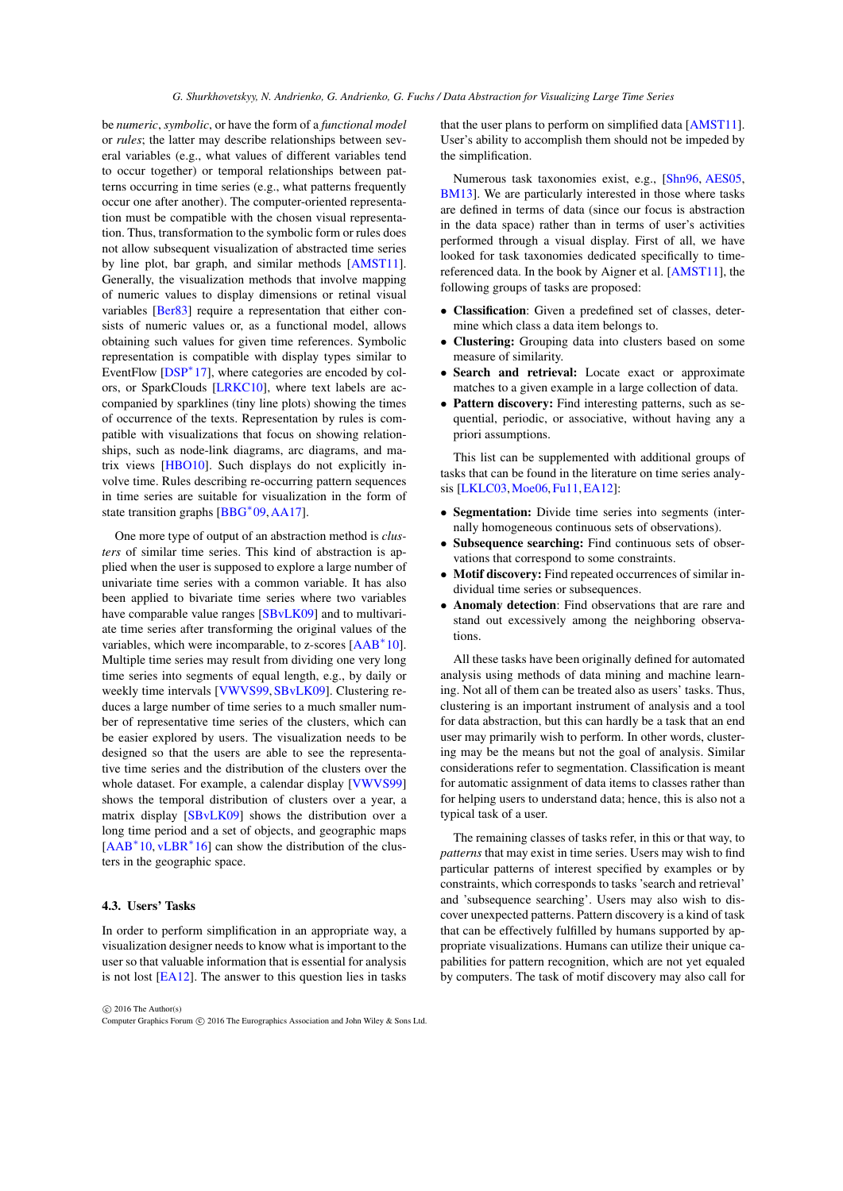be *numeric*, *symbolic*, or have the form of a *functional model* or *rules*; the latter may describe relationships between several variables (e.g., what values of different variables tend to occur together) or temporal relationships between patterns occurring in time series (e.g., what patterns frequently occur one after another). The computer-oriented representation must be compatible with the chosen visual representation. Thus, transformation to the symbolic form or rules does not allow subsequent visualization of abstracted time series by line plot, bar graph, and similar methods [AMST11]. Generally, the visualization methods that involve mapping of numeric values to display dimensions or retinal visual variables [Ber83] require a representation that either consists of numeric values or, as a functional model, allows obtaining such values for given time references. Symbolic representation is compatible with display types similar to EventFlow [DSP*17], where categories are encoded by colors, or SparkClouds [LRKC10], where text labels are accompanied by sparklines (tiny line plots) showing the times of occurrence of the texts. Representation by rules is compatible with visualizations that focus on showing relationships, such as node-link diagrams, arc diagrams, and matrix views [HBO10]. Such displays do not explicitly involve time. Rules describing re-occurring pattern sequences in time series are suitable for visualization in the form of state transition graphs [BBG*09, AA17].

One more type of output of an abstraction method is *clusters* of similar time series. This kind of abstraction is applied when the user is supposed to explore a large number of univariate time series with a common variable. It has also been applied to bivariate time series where two variables have comparable value ranges [SBvLK09] and to multivariate time series after transforming the original values of the variables, which were incomparable, to z-scores [AAB*10]. Multiple time series may result from dividing one very long time series into segments of equal length, e.g., by daily or weekly time intervals [VWVS99, SBvLK09]. Clustering reduces a large number of time series to a much smaller number of representative time series of the clusters, which can be easier explored by users. The visualization needs to be designed so that the users are able to see the representative time series and the distribution of the clusters over the whole dataset. For example, a calendar display [VWVS99] shows the temporal distribution of clusters over a year, a matrix display [SBvLK09] shows the distribution over a long time period and a set of objects, and geographic maps [AAB*10, vLBR*16] can show the distribution of the clusters in the geographic space.

### 4.3. Users' Tasks

In order to perform simplification in an appropriate way, a visualization designer needs to know what is important to the user so that valuable information that is essential for analysis is not lost [EA12]. The answer to this question lies in tasks that the user plans to perform on simplified data [AMST11]. User's ability to accomplish them should not be impeded by the simplification.

Numerous task taxonomies exist, e.g., [Shn96, AES05, BM13]. We are particularly interested in those where tasks are defined in terms of data (since our focus is abstraction in the data space) rather than in terms of user's activities performed through a visual display. First of all, we have looked for task taxonomies dedicated specifically to time-referenced data. In the book by Aigner et al. [AMST11], the following groups of tasks are proposed:

- **Classification**: Given a predefined set of classes, determine which class a data item belongs to.
- **Clustering:** Grouping data into clusters based on some measure of similarity.
- **Search and retrieval:** Locate exact or approximate matches to a given example in a large collection of data.
- **Pattern discovery:** Find interesting patterns, such as sequential, periodic, or associative, without having any a priori assumptions.

This list can be supplemented with additional groups of tasks that can be found in the literature on time series analysis [LKLC03, Moe06, Fu11, EA12]:

- **Segmentation:** Divide time series into segments (internally homogeneous continuous sets of observations).
- **Subsequence searching:** Find continuous sets of observations that correspond to some constraints.
- **Motif discovery:** Find repeated occurrences of similar individual time series or subsequences.
- **Anomaly detection**: Find observations that are rare and stand out excessively among the neighboring observations.

All these tasks have been originally defined for automated analysis using methods of data mining and machine learning. Not all of them can be treated also as users' tasks. Thus, clustering is an important instrument of analysis and a tool for data abstraction, but this can hardly be a task that an end user may primarily wish to perform. In other words, clustering may be the means but not the goal of analysis. Similar considerations refer to segmentation. Classification is meant for automatic assignment of data items to classes rather than for helping users to understand data; hence, this is also not a typical task of a user.

The remaining classes of tasks refer, in this or that way, to *patterns* that may exist in time series. Users may wish to find particular patterns of interest specified by examples or by constraints, which corresponds to tasks 'search and retrieval' and 'subsequence searching'. Users may also wish to discover unexpected patterns. Pattern discovery is a kind of task that can be effectively fulfilled by humans supported by appropriate visualizations. Humans can utilize their unique capabilities for pattern recognition, which are not yet equaled by computers. The task of motif discovery may also call for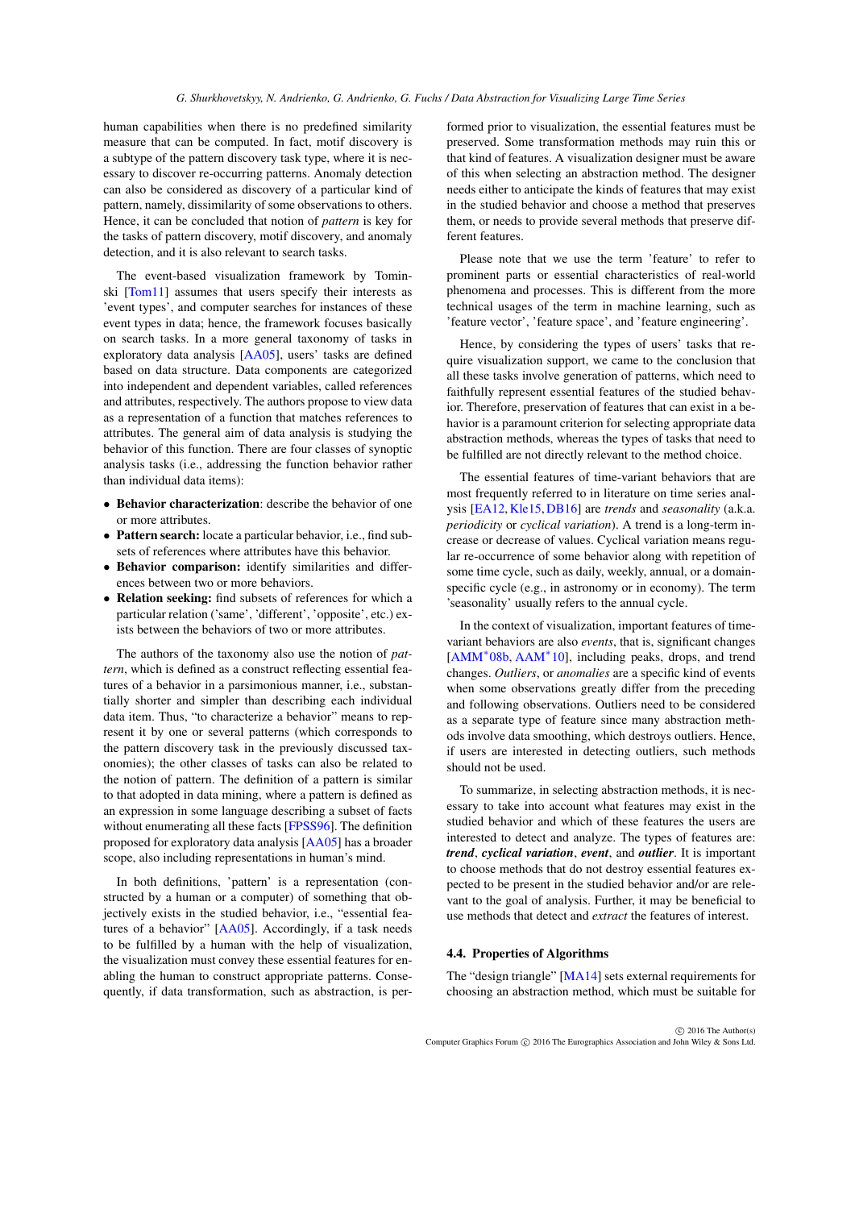human capabilities when there is no predefined similarity measure that can be computed. In fact, motif discovery is a subtype of the pattern discovery task type, where it is necessary to discover re-occurring patterns. Anomaly detection can also be considered as discovery of a particular kind of pattern, namely, dissimilarity of some observations to others. Hence, it can be concluded that notion of *pattern* is key for the tasks of pattern discovery, motif discovery, and anomaly detection, and it is also relevant to search tasks.

The event-based visualization framework by Tominski [Tom11] assumes that users specify their interests as 'event types', and computer searches for instances of these event types in data; hence, the framework focuses basically on search tasks. In a more general taxonomy of tasks in exploratory data analysis [AA05], users' tasks are defined based on data structure. Data components are categorized into independent and dependent variables, called references and attributes, respectively. The authors propose to view data as a representation of a function that matches references to attributes. The general aim of data analysis is studying the behavior of this function. There are four classes of synoptic analysis tasks (i.e., addressing the function behavior rather than individual data items):

- **Behavior characterization**: describe the behavior of one or more attributes.
- **Pattern search:** locate a particular behavior, i.e., find subsets of references where attributes have this behavior.
- **Behavior comparison:** identify similarities and differences between two or more behaviors.
- **Relation seeking:** find subsets of references for which a particular relation ('same', 'different', 'opposite', etc.) exists between the behaviors of two or more attributes.

The authors of the taxonomy also use the notion of *pattern*, which is defined as a construct reflecting essential features of a behavior in a parsimonious manner, i.e., substantially shorter and simpler than describing each individual data item. Thus, "to characterize a behavior" means to represent it by one or several patterns (which corresponds to the pattern discovery task in the previously discussed taxonomies); the other classes of tasks can also be related to the notion of pattern. The definition of a pattern is similar to that adopted in data mining, where a pattern is defined as an expression in some language describing a subset of facts without enumerating all these facts [FPSS96]. The definition proposed for exploratory data analysis [AA05] has a broader scope, also including representations in human's mind.

In both definitions, 'pattern' is a representation (constructed by a human or a computer) of something that objectively exists in the studied behavior, i.e., "essential features of a behavior" [AA05]. Accordingly, if a task needs to be fulfilled by a human with the help of visualization, the visualization must convey these essential features for enabling the human to construct appropriate patterns. Consequently, if data transformation, such as abstraction, is performed prior to visualization, the essential features must be preserved. Some transformation methods may ruin this or that kind of features. A visualization designer must be aware of this when selecting an abstraction method. The designer needs either to anticipate the kinds of features that may exist in the studied behavior and choose a method that preserves them, or needs to provide several methods that preserve different features.

Please note that we use the term 'feature' to refer to prominent parts or essential characteristics of real-world phenomena and processes. This is different from the more technical usages of the term in machine learning, such as 'feature vector', 'feature space', and 'feature engineering'.

Hence, by considering the types of users' tasks that require visualization support, we came to the conclusion that all these tasks involve generation of patterns, which need to faithfully represent essential features of the studied behavior. Therefore, preservation of features that can exist in a behavior is a paramount criterion for selecting appropriate data abstraction methods, whereas the types of tasks that need to be fulfilled are not directly relevant to the method choice.

The essential features of time-variant behaviors that are most frequently referred to in literature on time series analysis [EA12, Kle15, DB16] are *trends* and *seasonality* (a.k.a. *periodicity* or *cyclical variation*). A trend is a long-term increase or decrease of values. Cyclical variation means regular re-occurrence of some behavior along with repetition of some time cycle, such as daily, weekly, annual, or a domain-specific cycle (e.g., in astronomy or in economy). The term 'seasonality' usually refers to the annual cycle.

In the context of visualization, important features of time-variant behaviors are also *events*, that is, significant changes [AMM*08b, AAM*10], including peaks, drops, and trend changes. *Outliers*, or *anomalies* are a specific kind of events when some observations greatly differ from the preceding and following observations. Outliers need to be considered as a separate type of feature since many abstraction methods involve data smoothing, which destroys outliers. Hence, if users are interested in detecting outliers, such methods should not be used.

To summarize, in selecting abstraction methods, it is necessary to take into account what features may exist in the studied behavior and which of these features the users are interested to detect and analyze. The types of features are: ***trend***, ***cyclical variation***, ***event***, and ***outlier***. It is important to choose methods that do not destroy essential features expected to be present in the studied behavior and/or are relevant to the goal of analysis. Further, it may be beneficial to use methods that detect and *extract* the features of interest.

### 4.4. Properties of Algorithms

The "design triangle" [MA14] sets external requirements for choosing an abstraction method, which must be suitable for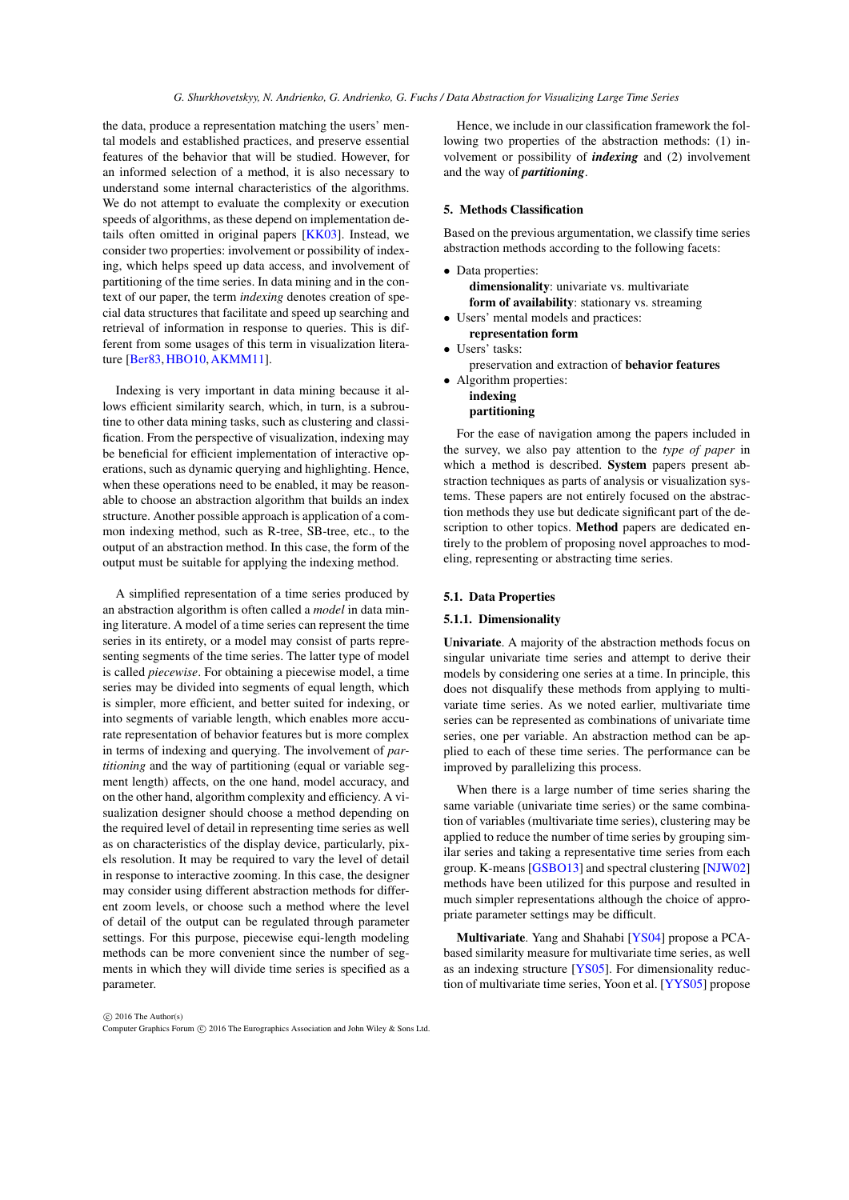the data, produce a representation matching the users' mental models and established practices, and preserve essential features of the behavior that will be studied. However, for an informed selection of a method, it is also necessary to understand some internal characteristics of the algorithms. We do not attempt to evaluate the complexity or execution speeds of algorithms, as these depend on implementation details often omitted in original papers [KK03]. Instead, we consider two properties: involvement or possibility of indexing, which helps speed up data access, and involvement of partitioning of the time series. In data mining and in the context of our paper, the term *indexing* denotes creation of special data structures that facilitate and speed up searching and retrieval of information in response to queries. This is different from some usages of this term in visualization literature [Ber83, HBO10, AKMM11].

Indexing is very important in data mining because it allows efficient similarity search, which, in turn, is a subroutine to other data mining tasks, such as clustering and classification. From the perspective of visualization, indexing may be beneficial for efficient implementation of interactive operations, such as dynamic querying and highlighting. Hence, when these operations need to be enabled, it may be reasonable to choose an abstraction algorithm that builds an index structure. Another possible approach is application of a common indexing method, such as R-tree, SB-tree, etc., to the output of an abstraction method. In this case, the form of the output must be suitable for applying the indexing method.

A simplified representation of a time series produced by an abstraction algorithm is often called a *model* in data mining literature. A model of a time series can represent the time series in its entirety, or a model may consist of parts representing segments of the time series. The latter type of model is called *piecewise*. For obtaining a piecewise model, a time series may be divided into segments of equal length, which is simpler, more efficient, and better suited for indexing, or into segments of variable length, which enables more accurate representation of behavior features but is more complex in terms of indexing and querying. The involvement of *partitioning* and the way of partitioning (equal or variable segment length) affects, on the one hand, model accuracy, and on the other hand, algorithm complexity and efficiency. A visualization designer should choose a method depending on the required level of detail in representing time series as well as on characteristics of the display device, particularly, pixels resolution. It may be required to vary the level of detail in response to interactive zooming. In this case, the designer may consider using different abstraction methods for different zoom levels, or choose such a method where the level of detail of the output can be regulated through parameter settings. For this purpose, piecewise equi-length modeling methods can be more convenient since the number of segments in which they will divide time series is specified as a parameter.

Hence, we include in our classification framework the following two properties of the abstraction methods: (1) involvement or possibility of ***indexing*** and (2) involvement and the way of ***partitioning***.

## 5. Methods Classification

Based on the previous argumentation, we classify time series abstraction methods according to the following facets:

- Data properties:
  - **dimensionality**: univariate vs. multivariate
  - **form of availability**: stationary vs. streaming
- Users' mental models and practices:
  - **representation form**
- Users' tasks:
  - preservation and extraction of **behavior features**
- Algorithm properties:
  - **indexing**
  - **partitioning**

For the ease of navigation among the papers included in the survey, we also pay attention to the *type of paper* in which a method is described. **System** papers present abstraction techniques as parts of analysis or visualization systems. These papers are not entirely focused on the abstraction methods they use but dedicate significant part of the description to other topics. **Method** papers are dedicated entirely to the problem of proposing novel approaches to modeling, representing or abstracting time series.

### 5.1. Data Properties

#### 5.1.1. Dimensionality

**Univariate**. A majority of the abstraction methods focus on singular univariate time series and attempt to derive their models by considering one series at a time. In principle, this does not disqualify these methods from applying to multivariate time series. As we noted earlier, multivariate time series can be represented as combinations of univariate time series, one per variable. An abstraction method can be applied to each of these time series. The performance can be improved by parallelizing this process.

When there is a large number of time series sharing the same variable (univariate time series) or the same combination of variables (multivariate time series), clustering may be applied to reduce the number of time series by grouping similar series and taking a representative time series from each group. K-means [GSBO13] and spectral clustering [NJW02] methods have been utilized for this purpose and resulted in much simpler representations although the choice of appropriate parameter settings may be difficult.

**Multivariate**. Yang and Shahabi [YS04] propose a PCA-based similarity measure for multivariate time series, as well as an indexing structure [YS05]. For dimensionality reduction of multivariate time series, Yoon et al. [YYS05] propose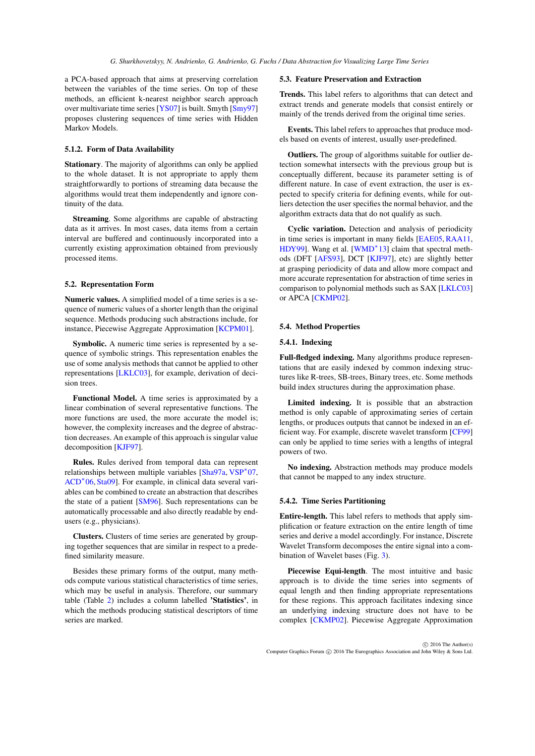a PCA-based approach that aims at preserving correlation between the variables of the time series. On top of these methods, an efficient k-nearest neighbor search approach over multivariate time series [YS07] is built. Smyth [Smy97] proposes clustering sequences of time series with Hidden Markov Models.

#### 5.1.2. Form of Data Availability

**Stationary**. The majority of algorithms can only be applied to the whole dataset. It is not appropriate to apply them straightforwardly to portions of streaming data because the algorithms would treat them independently and ignore continuity of the data.

**Streaming**. Some algorithms are capable of abstracting data as it arrives. In most cases, data items from a certain interval are buffered and continuously incorporated into a currently existing approximation obtained from previously processed items.

### 5.2. Representation Form

**Numeric values.** A simplified model of a time series is a sequence of numeric values of a shorter length than the original sequence. Methods producing such abstractions include, for instance, Piecewise Aggregate Approximation [KCPM01].

**Symbolic.** A numeric time series is represented by a sequence of symbolic strings. This representation enables the use of some analysis methods that cannot be applied to other representations [LKLC03], for example, derivation of decision trees.

**Functional Model.** A time series is approximated by a linear combination of several representative functions. The more functions are used, the more accurate the model is; however, the complexity increases and the degree of abstraction decreases. An example of this approach is singular value decomposition [KJF97].

**Rules.** Rules derived from temporal data can represent relationships between multiple variables [Sha97a, VSP*07, ACD*06, Sta09]. For example, in clinical data several variables can be combined to create an abstraction that describes the state of a patient [SM96]. Such representations can be automatically processable and also directly readable by end-users (e.g., physicians).

**Clusters.** Clusters of time series are generated by grouping together sequences that are similar in respect to a predefined similarity measure.

Besides these primary forms of the output, many methods compute various statistical characteristics of time series, which may be useful in analysis. Therefore, our summary table (Table 2) includes a column labelled **'Statistics'**, in which the methods producing statistical descriptors of time series are marked.

### 5.3. Feature Preservation and Extraction

**Trends.** This label refers to algorithms that can detect and extract trends and generate models that consist entirely or mainly of the trends derived from the original time series.

**Events.** This label refers to approaches that produce models based on events of interest, usually user-predefined.

**Outliers.** The group of algorithms suitable for outlier detection somewhat intersects with the previous group but is conceptually different, because its parameter setting is of different nature. In case of event extraction, the user is expected to specify criteria for defining events, while for outliers detection the user specifies the normal behavior, and the algorithm extracts data that do not qualify as such.

**Cyclic variation.** Detection and analysis of periodicity in time series is important in many fields [EAE05, RAA11, HDY99]. Wang et al. [WMD*13] claim that spectral methods (DFT [AFS93], DCT [KJF97], etc) are slightly better at grasping periodicity of data and allow more compact and more accurate representation for abstraction of time series in comparison to polynomial methods such as SAX [LKLC03] or APCA [CKMP02].

### 5.4. Method Properties

#### 5.4.1. Indexing

**Full-fledged indexing.** Many algorithms produce representations that are easily indexed by common indexing structures like R-trees, SB-trees, Binary trees, etc. Some methods build index structures during the approximation phase.

**Limited indexing.** It is possible that an abstraction method is only capable of approximating series of certain lengths, or produces outputs that cannot be indexed in an efficient way. For example, discrete wavelet transform [CF99] can only be applied to time series with a lengths of integral powers of two.

**No indexing.** Abstraction methods may produce models that cannot be mapped to any index structure.

#### 5.4.2. Time Series Partitioning

**Entire-length.** This label refers to methods that apply simplification or feature extraction on the entire length of time series and derive a model accordingly. For instance, Discrete Wavelet Transform decomposes the entire signal into a combination of Wavelet bases (Fig. 3).

**Piecewise Equi-length**. The most intuitive and basic approach is to divide the time series into segments of equal length and then finding appropriate representations for these regions. This approach facilitates indexing since an underlying indexing structure does not have to be complex [CKMP02]. Piecewise Aggregate Approximation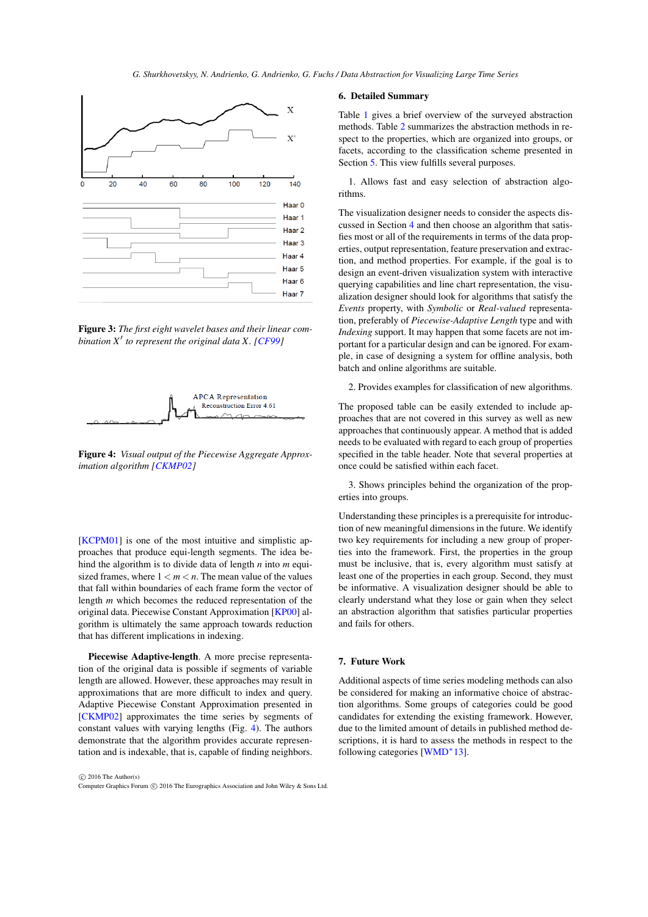**Figure 3:** *The first eight wavelet bases and their linear combination $X'$ to represent the original data $X$. [CF99]*

**Figure 4:** *Visual output of the Piecewise Aggregate Approximation algorithm [CKMP02]*

[KCPM01] is one of the most intuitive and simplistic approaches that produce equi-length segments. The idea behind the algorithm is to divide data of length $n$ into $m$ equi-sized frames, where $1 < m < n$. The mean value of the values that fall within boundaries of each frame form the vector of length $m$ which becomes the reduced representation of the original data. Piecewise Constant Approximation [KP00] algorithm is ultimately the same approach towards reduction that has different implications in indexing.

**Piecewise Adaptive-length**. A more precise representation of the original data is possible if segments of variable length are allowed. However, these approaches may result in approximations that are more difficult to index and query. Adaptive Piecewise Constant Approximation presented in [CKMP02] approximates the time series by segments of constant values with varying lengths (Fig. 4). The authors demonstrate that the algorithm provides accurate representation and is indexable, that is, capable of finding neighbors.

## 6. Detailed Summary

Table 1 gives a brief overview of the surveyed abstraction methods. Table 2 summarizes the abstraction methods in respect to the properties, which are organized into groups, or facets, according to the classification scheme presented in Section 5. This view fulfills several purposes.

1. Allows fast and easy selection of abstraction algorithms.

The visualization designer needs to consider the aspects discussed in Section 4 and then choose an algorithm that satisfies most or all of the requirements in terms of the data properties, output representation, feature preservation and extraction, and method properties. For example, if the goal is to design an event-driven visualization system with interactive querying capabilities and line chart representation, the visualization designer should look for algorithms that satisfy the *Events* property, with *Symbolic* or *Real-valued* representation, preferably of *Piecewise-Adaptive Length* type and with *Indexing* support. It may happen that some facets are not important for a particular design and can be ignored. For example, in case of designing a system for offline analysis, both batch and online algorithms are suitable.

2. Provides examples for classification of new algorithms.

The proposed table can be easily extended to include approaches that are not covered in this survey as well as new approaches that continuously appear. A method that is added needs to be evaluated with regard to each group of properties specified in the table header. Note that several properties at once could be satisfied within each facet.

3. Shows principles behind the organization of the properties into groups.

Understanding these principles is a prerequisite for introduction of new meaningful dimensions in the future. We identify two key requirements for including a new group of properties into the framework. First, the properties in the group must be inclusive, that is, every algorithm must satisfy at least one of the properties in each group. Second, they must be informative. A visualization designer should be able to clearly understand what they lose or gain when they select an abstraction algorithm that satisfies particular properties and fails for others.

## 7. Future Work

Additional aspects of time series modeling methods can also be considered for making an informative choice of abstraction algorithms. Some groups of categories could be good candidates for extending the existing framework. However, due to the limited amount of details in published method descriptions, it is hard to assess the methods in respect to the following categories [WMD*13].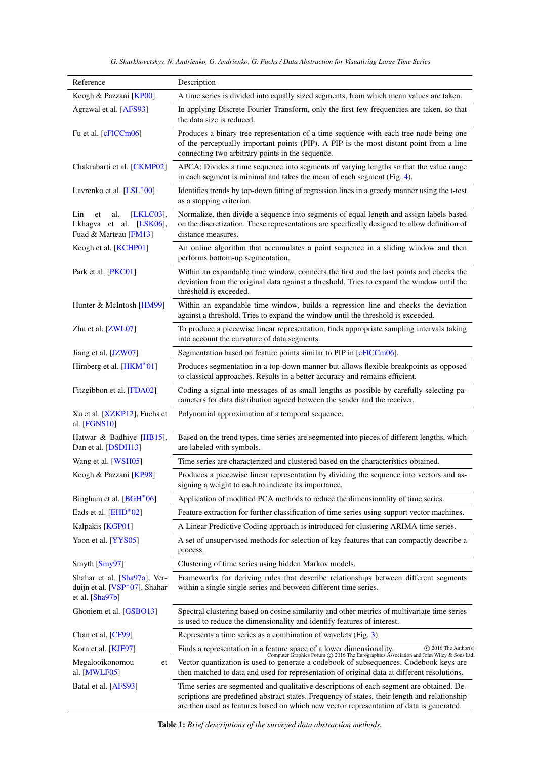| Reference | Description |
|---|---|
| Keogh & Pazzani [KP00] | A time series is divided into equally sized segments, from which mean values are taken. |
| Agrawal et al. [AFS93] | In applying Discrete Fourier Transform, only the first few frequencies are taken, so that the data size is reduced. |
| Fu et al. [cFlCCm06] | Produces a binary tree representation of a time sequence with each tree node being one of the perceptually important points (PIP). A PIP is the most distant point from a line connecting two arbitrary points in the sequence. |
| Chakrabarti et al. [CKMP02] | APCA: Divides a time sequence into segments of varying lengths so that the value range in each segment is minimal and takes the mean of each segment (Fig. 4). |
| Lavrenko et al. [LSL*00] | Identifies trends by top-down fitting of regression lines in a greedy manner using the t-test as a stopping criterion. |
| Lin et al. [LKLC03], Lkhagva et al. [LSK06], Fuad & Marteau [FM13] | Normalize, then divide a sequence into segments of equal length and assign labels based on the discretization. These representations are specifically designed to allow definition of distance measures. |
| Keogh et al. [KCHP01] | An online algorithm that accumulates a point sequence in a sliding window and then performs bottom-up segmentation. |
| Park et al. [PKC01] | Within an expandable time window, connects the first and the last points and checks the deviation from the original data against a threshold. Tries to expand the window until the threshold is exceeded. |
| Hunter & McIntosh [HM99] | Within an expandable time window, builds a regression line and checks the deviation against a threshold. Tries to expand the window until the threshold is exceeded. |
| Zhu et al. [ZWL07] | To produce a piecewise linear representation, finds appropriate sampling intervals taking into account the curvature of data segments. |
| Jiang et al. [JZW07] | Segmentation based on feature points similar to PIP in [cFlCCm06]. |
| Himberg et al. [HKM*01] | Produces segmentation in a top-down manner but allows flexible breakpoints as opposed to classical approaches. Results in a better accuracy and remains efficient. |
| Fitzgibbon et al. [FDA02] | Coding a signal into messages of as small lengths as possible by carefully selecting parameters for data distribution agreed between the sender and the receiver. |
| Xu et al. [XZKP12], Fuchs et al. [FGNS10] | Polynomial approximation of a temporal sequence. |
| Hatwar & Badhiye [HB15], Dan et al. [DSDH13] | Based on the trend types, time series are segmented into pieces of different lengths, which are labeled with symbols. |
| Wang et al. [WSH05] | Time series are characterized and clustered based on the characteristics obtained. |
| Keogh & Pazzani [KP98] | Produces a piecewise linear representation by dividing the sequence into vectors and assigning a weight to each to indicate its importance. |
| Bingham et al. [BGH*06] | Application of modified PCA methods to reduce the dimensionality of time series. |
| Eads et al. [EHD*02] | Feature extraction for further classification of time series using support vector machines. |
| Kalpakis [KGP01] | A Linear Predictive Coding approach is introduced for clustering ARIMA time series. |
| Yoon et al. [YYS05] | A set of unsupervised methods for selection of key features that can compactly describe a process. |
| Smyth [Smy97] | Clustering of time series using hidden Markov models. |
| Shahar et al. [Sha97a], Verduijn et al. [VSP*07], Shahar et al. [Sha97b] | Frameworks for deriving rules that describe relationships between different segments within a single single series and between different time series. |
| Ghoniem et al. [GSBO13] | Spectral clustering based on cosine similarity and other metrics of multivariate time series is used to reduce the dimensionality and identify features of interest. |
| Chan et al. [CF99] | Represents a time series as a combination of wavelets (Fig. 3). |
| Korn et al. [KJF97] | Finds a representation in a feature space of a lower dimensionality. |
| Megalooikonomou et al. [MWLF05] | Vector quantization is used to generate a codebook of subsequences. Codebook keys are then matched to data and used for representation of original data at different resolutions. |
| Batal et al. [AFS93] | Time series are segmented and qualitative descriptions of each segment are obtained. Descriptions are predefined abstract states. Frequency of states, their length and relationship are then used as features based on which new vector representation of data is generated. |

**Table 1:** *Brief descriptions of the surveyed data abstraction methods.*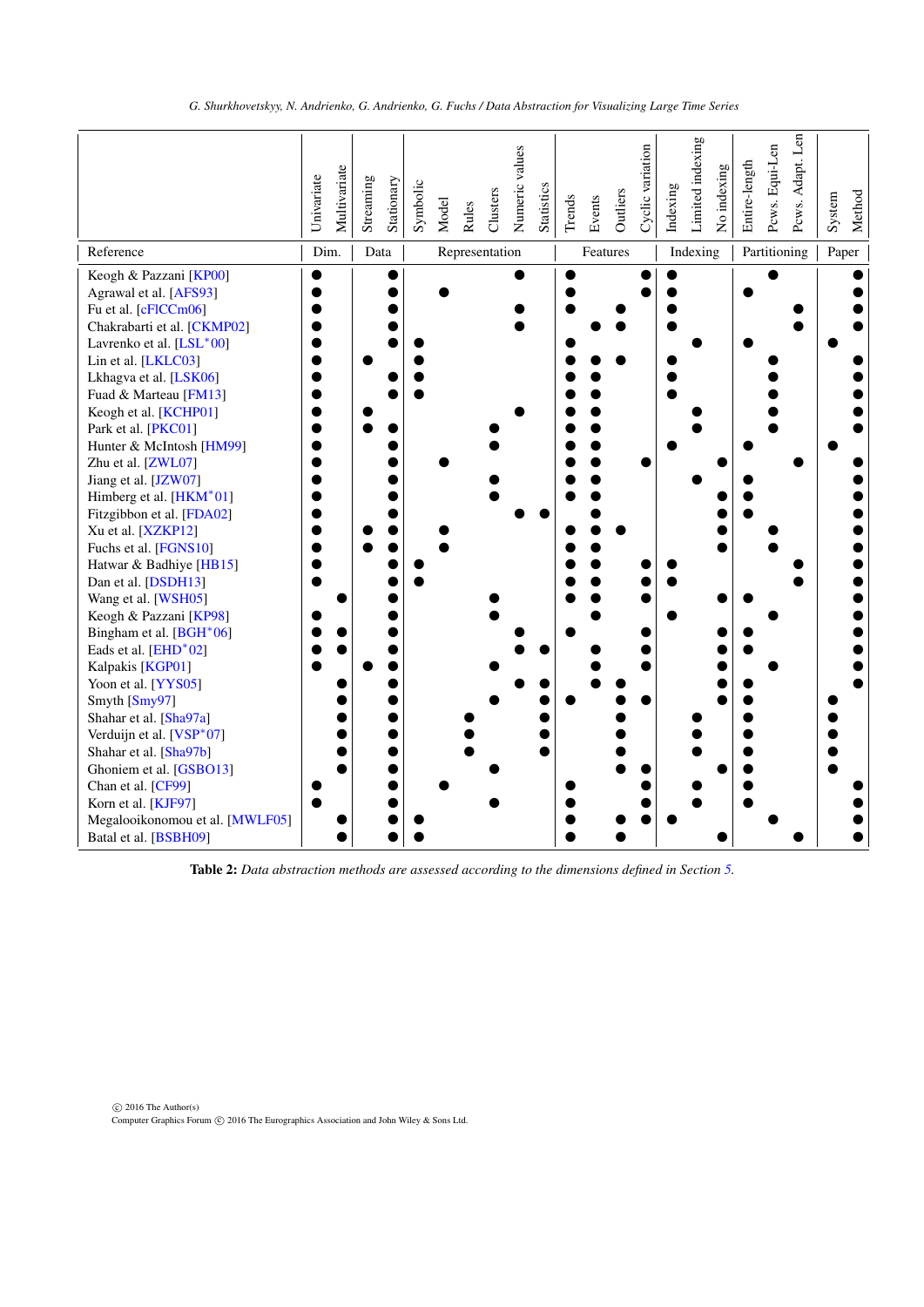| Reference | Dim. | | Data | | Representation | | | | | | Features | | | | Indexing | | | Partitioning | | | Paper | |
|---|---|---|---|---|---|---|---|---|---|---|---|---|---|---|---|---|---|---|---|---|---|---|
| | Univariate | Multivariate | Streaming | Stationary | Symbolic | Model | Rules | Clusters | Numeric values | Statistics | Trends | Events | Outliers | Cyclic variation | Indexing | Limited indexing | No indexing | Entire-length | Pcws. Equi-Len | Pcws. Adapt. Len | System | Method |
| Keogh & Pazzani [KP00] | ● | | | ● | | | | | ● | | ● | | | ● | ● | | | | ● | | | ● |
| Agrawal et al. [AFS93] | ● | | | ● | | ● | | | | | ● | | | ● | ● | | | ● | | | | ● |
| Fu et al. [cFlCCm06] | ● | | | ● | | | | | ● | | ● | | ● | | ● | | | | | ● | | ● |
| Chakrabarti et al. [CKMP02] | ● | | | ● | | | | | ● | | | ● | ● | | ● | | | | | ● | | ● |
| Lavrenko et al. [LSL*00] | ● | | | ● | ● | | | | | | ● | | | | | ● | | ● | | | ● | |
| Lin et al. [LKLC03] | ● | | ● | | ● | | | | | | ● | ● | ● | | ● | | | | ● | | | ● |
| Lkhagva et al. [LSK06] | ● | | | ● | ● | | | | | | ● | ● | | | ● | | | | ● | | | ● |
| Fuad & Marteau [FM13] | ● | | | ● | ● | | | | | | ● | ● | | | ● | | | | ● | | | ● |
| Keogh et al. [KCHP01] | ● | | ● | | | | | | ● | | ● | ● | | | | ● | | | ● | | | ● |
| Park et al. [PKC01] | ● | | ● | ● | | | | ● | | | ● | ● | | | | ● | | | ● | | | ● |
| Hunter & McIntosh [HM99] | ● | | | ● | | | | ● | | | ● | ● | | | ● | | | ● | | | ● | |
| Zhu et al. [ZWL07] | ● | | | ● | | ● | | | | | ● | ● | | ● | | | ● | | | ● | | ● |
| Jiang et al. [JZW07] | ● | | | ● | | | | ● | | | ● | ● | | | | ● | | ● | | | | ● |
| Himberg et al. [HKM*01] | ● | | | ● | | | | ● | | | ● | ● | | | | | ● | ● | | | | ● |
| Fitzgibbon et al. [FDA02] | ● | | | ● | | | | | ● | ● | | ● | | | | | ● | ● | | | | ● |
| Xu et al. [XZKP12] | ● | | ● | ● | | ● | | | | | ● | ● | ● | | | | ● | | ● | | | ● |
| Fuchs et al. [FGNS10] | ● | | ● | ● | | ● | | | | | ● | ● | | | | | ● | | ● | | | ● |
| Hatwar & Badhiye [HB15] | ● | | | ● | ● | | | | | | ● | ● | | ● | ● | | | | | ● | | ● |
| Dan et al. [DSDH13] | ● | | | ● | ● | | | | | | ● | ● | | ● | ● | | | | | ● | | ● |
| Wang et al. [WSH05] | | ● | | ● | | | | ● | | | ● | ● | | ● | | | ● | ● | | | | ● |
| Keogh & Pazzani [KP98] | ● | | | ● | | | | ● | | | | ● | | | ● | | | | ● | | | ● |
| Bingham et al. [BGH*06] | ● | ● | | ● | | | | | ● | | ● | | | ● | | | ● | ● | | | | ● |
| Eads et al. [EHD*02] | ● | ● | | ● | | | | | ● | ● | | ● | | ● | | | ● | ● | | | | ● |
| Kalpakis [KGP01] | ● | | ● | ● | | | | ● | | | | ● | | ● | | | ● | | ● | | | ● |
| Yoon et al. [YYS05] | | ● | | ● | | | | | ● | ● | | ● | ● | | | | ● | ● | | | | ● |
| Smyth [Smy97] | | ● | | ● | | | | ● | | ● | ● | | ● | ● | | | ● | ● | | | ● | |
| Shahar et al. [Sha97a] | | ● | | ● | | | ● | | | ● | | | ● | | | ● | | ● | | | ● | |
| Verduijn et al. [VSP*07] | | ● | | ● | | | ● | | | ● | | | ● | | | ● | | ● | | | ● | |
| Shahar et al. [Sha97b] | | ● | | ● | | | ● | | | ● | | | ● | | | ● | | ● | | | ● | |
| Ghoniem et al. [GSBO13] | | ● | | ● | | | | ● | | | | | ● | ● | | | ● | ● | | | ● | |
| Chan et al. [CF99] | ● | | | ● | | ● | | | | | ● | | | ● | | ● | | ● | | | | ● |
| Korn et al. [KJF97] | ● | | | ● | | | | ● | | | ● | | | ● | | ● | | ● | | | | ● |
| Megalooikonomou et al. [MWLF05] | | ● | | ● | ● | | | | | | ● | | ● | ● | ● | | | | ● | | | ● |
| Batal et al. [BSBH09] | | ● | | ● | ● | | | | | | ● | | ● | | | | ● | | | ● | | ● |

**Table 2:** *Data abstraction methods are assessed according to the dimensions defined in Section 5.*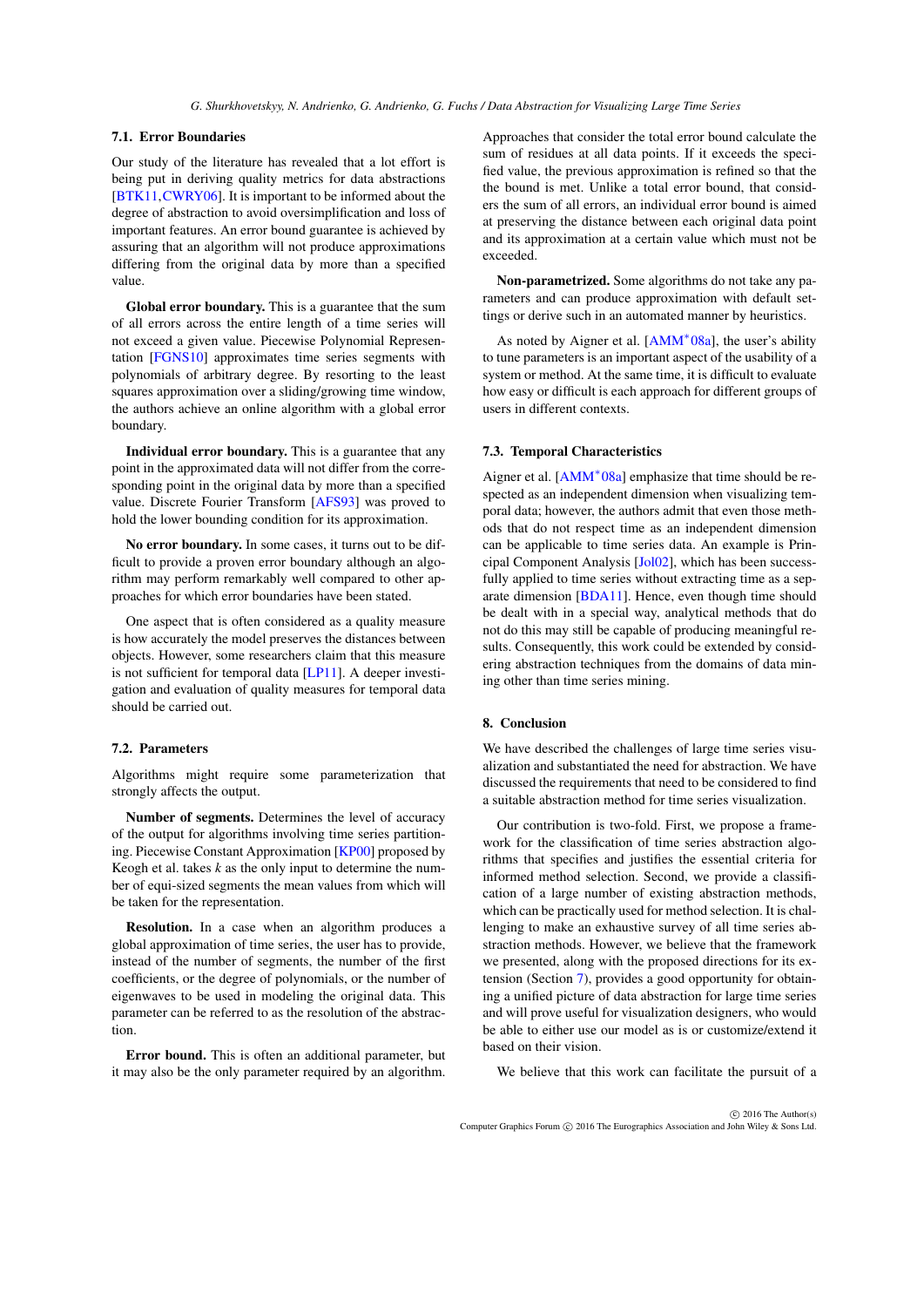### 7.1. Error Boundaries

Our study of the literature has revealed that a lot effort is being put in deriving quality metrics for data abstractions [BTK11, CWRY06]. It is important to be informed about the degree of abstraction to avoid oversimplification and loss of important features. An error bound guarantee is achieved by assuring that an algorithm will not produce approximations differing from the original data by more than a specified value.

**Global error boundary.** This is a guarantee that the sum of all errors across the entire length of a time series will not exceed a given value. Piecewise Polynomial Representation [FGNS10] approximates time series segments with polynomials of arbitrary degree. By resorting to the least squares approximation over a sliding/growing time window, the authors achieve an online algorithm with a global error boundary.

**Individual error boundary.** This is a guarantee that any point in the approximated data will not differ from the corresponding point in the original data by more than a specified value. Discrete Fourier Transform [AFS93] was proved to hold the lower bounding condition for its approximation.

**No error boundary.** In some cases, it turns out to be difficult to provide a proven error boundary although an algorithm may perform remarkably well compared to other approaches for which error boundaries have been stated.

One aspect that is often considered as a quality measure is how accurately the model preserves the distances between objects. However, some researchers claim that this measure is not sufficient for temporal data [LP11]. A deeper investigation and evaluation of quality measures for temporal data should be carried out.

### 7.2. Parameters

Algorithms might require some parameterization that strongly affects the output.

**Number of segments.** Determines the level of accuracy of the output for algorithms involving time series partitioning. Piecewise Constant Approximation [KP00] proposed by Keogh et al. takes $k$ as the only input to determine the number of equi-sized segments the mean values from which will be taken for the representation.

**Resolution.** In a case when an algorithm produces a global approximation of time series, the user has to provide, instead of the number of segments, the number of the first coefficients, or the degree of polynomials, or the number of eigenwaves to be used in modeling the original data. This parameter can be referred to as the resolution of the abstraction.

**Error bound.** This is often an additional parameter, but it may also be the only parameter required by an algorithm. Approaches that consider the total error bound calculate the sum of residues at all data points. If it exceeds the specified value, the previous approximation is refined so that the the bound is met. Unlike a total error bound, that considers the sum of all errors, an individual error bound is aimed at preserving the distance between each original data point and its approximation at a certain value which must not be exceeded.

**Non-parametrized.** Some algorithms do not take any parameters and can produce approximation with default settings or derive such in an automated manner by heuristics.

As noted by Aigner et al. [AMM*08a], the user's ability to tune parameters is an important aspect of the usability of a system or method. At the same time, it is difficult to evaluate how easy or difficult is each approach for different groups of users in different contexts.

### 7.3. Temporal Characteristics

Aigner et al. [AMM*08a] emphasize that time should be respected as an independent dimension when visualizing temporal data; however, the authors admit that even those methods that do not respect time as an independent dimension can be applicable to time series data. An example is Principal Component Analysis [Jol02], which has been successfully applied to time series without extracting time as a separate dimension [BDA11]. Hence, even though time should be dealt with in a special way, analytical methods that do not do this may still be capable of producing meaningful results. Consequently, this work could be extended by considering abstraction techniques from the domains of data mining other than time series mining.

## 8. Conclusion

We have described the challenges of large time series visualization and substantiated the need for abstraction. We have discussed the requirements that need to be considered to find a suitable abstraction method for time series visualization.

Our contribution is two-fold. First, we propose a framework for the classification of time series abstraction algorithms that specifies and justifies the essential criteria for informed method selection. Second, we provide a classification of a large number of existing abstraction methods, which can be practically used for method selection. It is challenging to make an exhaustive survey of all time series abstraction methods. However, we believe that the framework we presented, along with the proposed directions for its extension (Section 7), provides a good opportunity for obtaining a unified picture of data abstraction for large time series and will prove useful for visualization designers, who would be able to either use our model as is or customize/extend it based on their vision.

We believe that this work can facilitate the pursuit of a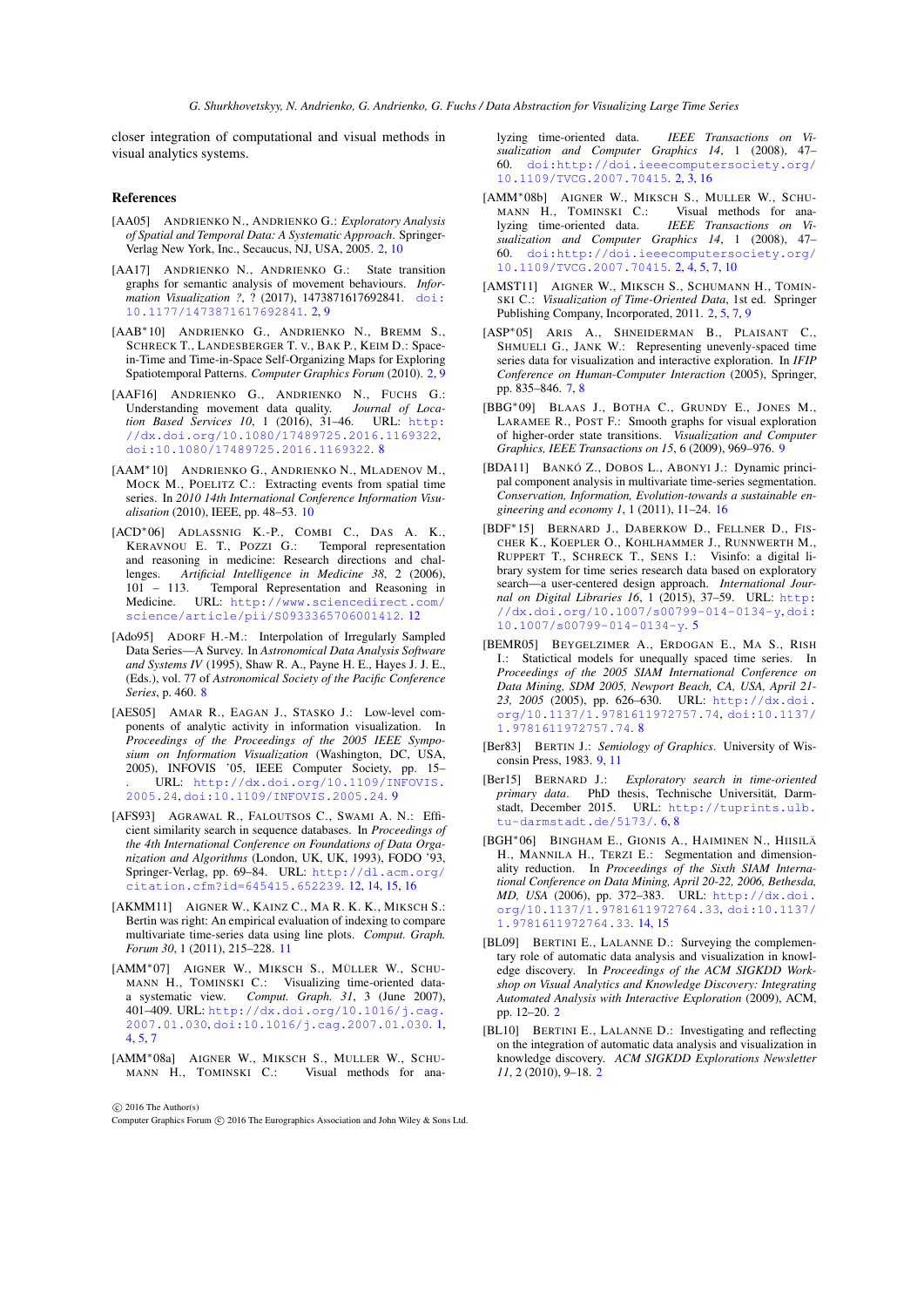closer integration of computational and visual methods in visual analytics systems.

## References

[AA05] ANDRIENKO N., ANDRIENKO G.: *Exploratory Analysis of Spatial and Temporal Data: A Systematic Approach*. Springer-Verlag New York, Inc., Secaucus, NJ, USA, 2005. 2, 10

[AA17] ANDRIENKO N., ANDRIENKO G.: State transition graphs for semantic analysis of movement behaviours. *Information Visualization ?*, ? (2017), 1473871617692841. doi:10.1177/1473871617692841. 2, 9

[AAB*10] ANDRIENKO G., ANDRIENKO N., BREMM S., SCHRECK T., LANDESBERGER T. V., BAK P., KEIM D.: Space-in-Time and Time-in-Space Self-Organizing Maps for Exploring Spatiotemporal Patterns. *Computer Graphics Forum* (2010). 2, 9

[AAF16] ANDRIENKO G., ANDRIENKO N., FUCHS G.: Understanding movement data quality. *Journal of Location Based Services 10*, 1 (2016), 31–46. URL: http://dx.doi.org/10.1080/17489725.2016.1169322, doi:10.1080/17489725.2016.1169322. 8

[AAM*10] ANDRIENKO G., ANDRIENKO N., MLADENOV M., MOCK M., POELITZ C.: Extracting events from spatial time series. In *2010 14th International Conference Information Visualisation* (2010), IEEE, pp. 48–53. 10

[ACD*06] ADLASSNIG K.-P., COMBI C., DAS A. K., KERAVNOU E. T., POZZI G.: Temporal representation and reasoning in medicine: Research directions and challenges. *Artificial Intelligence in Medicine 38*, 2 (2006), 101 – 113. Temporal Representation and Reasoning in Medicine. URL: http://www.sciencedirect.com/science/article/pii/S0933365706001412. 12

[Ado95] ADORF H.-M.: Interpolation of Irregularly Sampled Data Series—A Survey. In *Astronomical Data Analysis Software and Systems IV* (1995), Shaw R. A., Payne H. E., Hayes J. J. E., (Eds.), vol. 77 of *Astronomical Society of the Pacific Conference Series*, p. 460. 8

[AES05] AMAR R., EAGAN J., STASKO J.: Low-level components of analytic activity in information visualization. In *Proceedings of the Proceedings of the 2005 IEEE Symposium on Information Visualization* (Washington, DC, USA, 2005), INFOVIS '05, IEEE Computer Society, pp. 15–. URL: http://dx.doi.org/10.1109/INFOVIS.2005.24, doi:10.1109/INFOVIS.2005.24. 9

[AFS93] AGRAWAL R., FALOUTSOS C., SWAMI A. N.: Efficient similarity search in sequence databases. In *Proceedings of the 4th International Conference on Foundations of Data Organization and Algorithms* (London, UK, UK, 1993), FODO '93, Springer-Verlag, pp. 69–84. URL: http://dl.acm.org/citation.cfm?id=645415.652239. 12, 14, 15, 16

[AKMM11] AIGNER W., KAINZ C., MA R. K. K., MIKSCH S.: Bertin was right: An empirical evaluation of indexing to compare multivariate time-series data using line plots. *Comput. Graph. Forum 30*, 1 (2011), 215–228. 11

[AMM*07] AIGNER W., MIKSCH S., MÜLLER W., SCHUMANN H., TOMINSKI C.: Visualizing time-oriented data-a systematic view. *Comput. Graph. 31*, 3 (June 2007), 401–409. URL: http://dx.doi.org/10.1016/j.cag.2007.01.030, doi:10.1016/j.cag.2007.01.030. 1, 4, 5, 7

[AMM*08a] AIGNER W., MIKSCH S., MULLER W., SCHUMANN H., TOMINSKI C.: Visual methods for analyzing time-oriented data. *IEEE Transactions on Visualization and Computer Graphics 14*, 1 (2008), 47–60. doi:http://doi.ieeecomputersociety.org/10.1109/TVCG.2007.70415. 2, 3, 16

[AMM*08b] AIGNER W., MIKSCH S., MULLER W., SCHUMANN H., TOMINSKI C.: Visual methods for analyzing time-oriented data. *IEEE Transactions on Visualization and Computer Graphics 14*, 1 (2008), 47–60. doi:http://doi.ieeecomputersociety.org/10.1109/TVCG.2007.70415. 2, 4, 5, 7, 10

[AMST11] AIGNER W., MIKSCH S., SCHUMANN H., TOMINSKI C.: *Visualization of Time-Oriented Data*, 1st ed. Springer Publishing Company, Incorporated, 2011. 2, 5, 7, 9

[ASP*05] ARIS A., SHNEIDERMAN B., PLAISANT C., SHMUELI G., JANK W.: Representing unevenly-spaced time series data for visualization and interactive exploration. In *IFIP Conference on Human-Computer Interaction* (2005), Springer, pp. 835–846. 7, 8

[BBG*09] BLAAS J., BOTHA C., GRUNDY E., JONES M., LARAMEE R., POST F.: Smooth graphs for visual exploration of higher-order state transitions. *Visualization and Computer Graphics, IEEE Transactions on 15*, 6 (2009), 969–976. 9

[BDA11] BANKÓ Z., DOBOS L., ABONYI J.: Dynamic principal component analysis in multivariate time-series segmentation. *Conservation, Information, Evolution-towards a sustainable engineering and economy 1*, 1 (2011), 11–24. 16

[BDF*15] BERNARD J., DABERKOW D., FELLNER D., FISCHER K., KOEPLER O., KOHLHAMMER J., RUNNWERTH M., RUPPERT T., SCHRECK T., SENS I.: Visinfo: a digital library system for time series research data based on exploratory search—a user-centered design approach. *International Journal on Digital Libraries 16*, 1 (2015), 37–59. URL: http://dx.doi.org/10.1007/s00799-014-0134-y, doi:10.1007/s00799-014-0134-y. 5

[BEMR05] BEYGELZIMER A., ERDOGAN E., MA S., RISH I.: Statictical models for unequally spaced time series. In *Proceedings of the 2005 SIAM International Conference on Data Mining, SDM 2005, Newport Beach, CA, USA, April 21-23, 2005* (2005), pp. 626–630. URL: http://dx.doi.org/10.1137/1.9781611972757.74, doi:10.1137/1.9781611972757.74. 8

[Ber83] BERTIN J.: *Semiology of Graphics*. University of Wisconsin Press, 1983. 9, 11

[Ber15] BERNARD J.: *Exploratory search in time-oriented primary data*. PhD thesis, Technische Universität, Darmstadt, December 2015. URL: http://tuprints.ulb.tu-darmstadt.de/5173/. 6, 8

[BGH*06] BINGHAM E., GIONIS A., HAIMINEN N., HIISILÄ H., MANNILA H., TERZI E.: Segmentation and dimensionality reduction. In *Proceedings of the Sixth SIAM International Conference on Data Mining, April 20-22, 2006, Bethesda, MD, USA* (2006), pp. 372–383. URL: http://dx.doi.org/10.1137/1.9781611972764.33, doi:10.1137/1.9781611972764.33. 14, 15

[BL09] BERTINI E., LALANNE D.: Surveying the complementary role of automatic data analysis and visualization in knowledge discovery. In *Proceedings of the ACM SIGKDD Workshop on Visual Analytics and Knowledge Discovery: Integrating Automated Analysis with Interactive Exploration* (2009), ACM, pp. 12–20. 2

[BL10] BERTINI E., LALANNE D.: Investigating and reflecting on the integration of automatic data analysis and visualization in knowledge discovery. *ACM SIGKDD Explorations Newsletter 11*, 2 (2010), 9–18. 2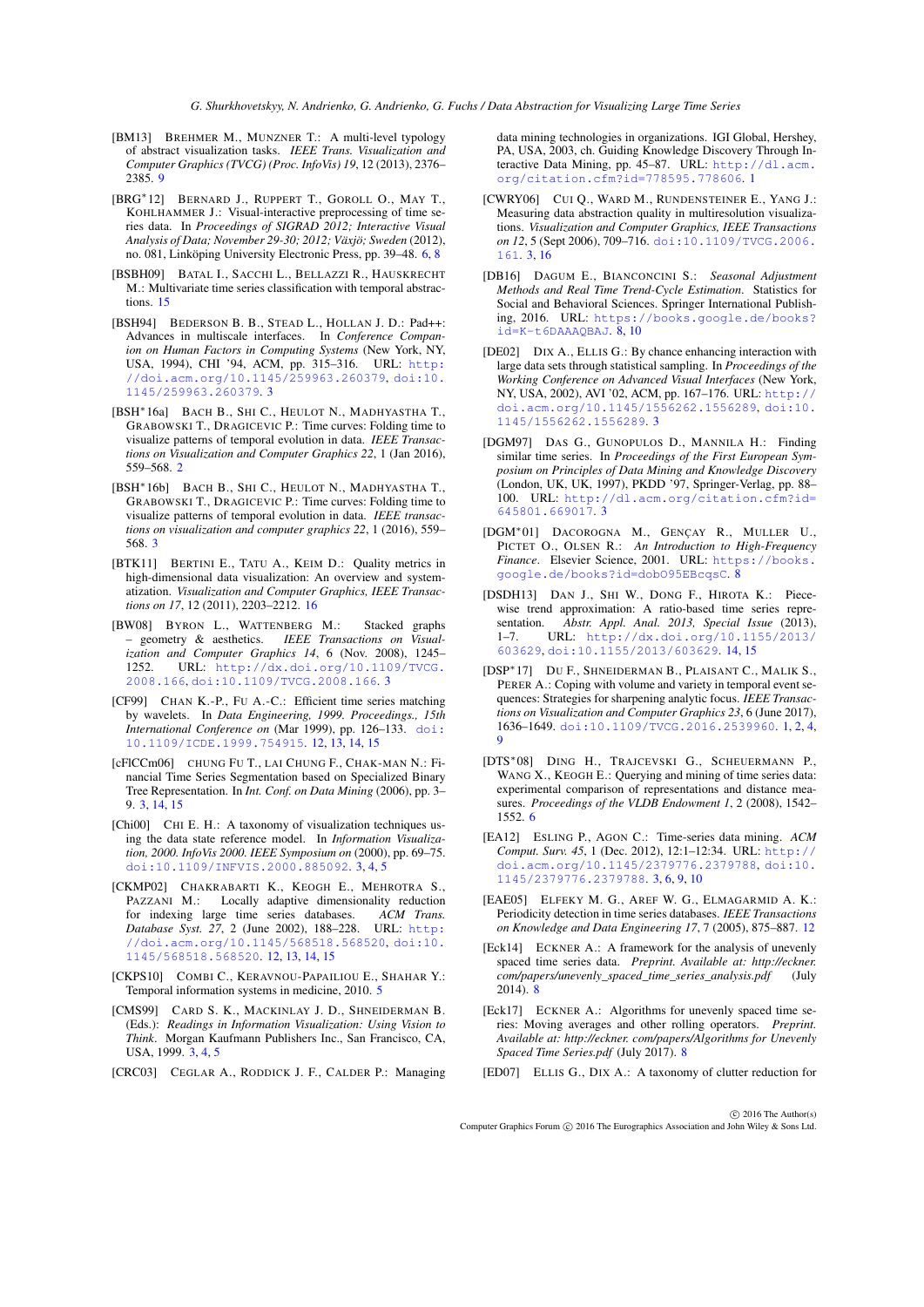[BM13] Brehmer M., Munzner T.: A multi-level typology of abstract visualization tasks. *IEEE Trans. Visualization and Computer Graphics (TVCG) (Proc. InfoVis) 19*, 12 (2013), 2376–2385. 9

[BRG*12] Bernard J., Ruppert T., Goroll O., May T., Kohlhammer J.: Visual-interactive preprocessing of time series data. In *Proceedings of SIGRAD 2012; Interactive Visual Analysis of Data; November 29-30; 2012; Växjö; Sweden* (2012), no. 081, Linköping University Electronic Press, pp. 39–48. 6, 8

[BSBH09] Batal I., Sacchi L., Bellazzi R., Hauskrecht M.: Multivariate time series classification with temporal abstractions. 15

[BSH94] Bederson B. B., Stead L., Hollan J. D.: Pad++: Advances in multiscale interfaces. In *Conference Companion on Human Factors in Computing Systems* (New York, NY, USA, 1994), CHI '94, ACM, pp. 315–316. URL: http://doi.acm.org/10.1145/259963.260379, doi:10.1145/259963.260379. 3

[BSH*16a] Bach B., Shi C., Heulot N., Madhyastha T., Grabowski T., Dragicevic P.: Time curves: Folding time to visualize patterns of temporal evolution in data. *IEEE Transactions on Visualization and Computer Graphics 22*, 1 (Jan 2016), 559–568. 2

[BSH*16b] Bach B., Shi C., Heulot N., Madhyastha T., Grabowski T., Dragicevic P.: Time curves: Folding time to visualize patterns of temporal evolution in data. *IEEE transactions on visualization and computer graphics 22*, 1 (2016), 559–568. 3

[BTK11] Bertini E., Tatu A., Keim D.: Quality metrics in high-dimensional data visualization: An overview and systematization. *Visualization and Computer Graphics, IEEE Transactions on 17*, 12 (2011), 2203–2212. 16

[BW08] Byron L., Wattenberg M.: Stacked graphs – geometry & aesthetics. *IEEE Transactions on Visualization and Computer Graphics 14*, 6 (Nov. 2008), 1245–1252. URL: http://dx.doi.org/10.1109/TVCG.2008.166, doi:10.1109/TVCG.2008.166. 3

[CF99] Chan K.-P., Fu A.-C.: Efficient time series matching by wavelets. In *Data Engineering, 1999. Proceedings., 15th International Conference on* (Mar 1999), pp. 126–133. doi:10.1109/ICDE.1999.754915. 12, 13, 14, 15

[cFlCCm06] Chung Fu T., Lai Chung F., Chak-man N.: Financial Time Series Segmentation based on Specialized Binary Tree Representation. In *Int. Conf. on Data Mining* (2006), pp. 3–9. 3, 14, 15

[Chi00] Chi E. H.: A taxonomy of visualization techniques using the data state reference model. In *Information Visualization, 2000. InfoVis 2000. IEEE Symposium on* (2000), pp. 69–75. doi:10.1109/INFVIS.2000.885092. 3, 4, 5

[CKMP02] Chakrabarti K., Keogh E., Mehrotra S., Pazzani M.: Locally adaptive dimensionality reduction for indexing large time series databases. *ACM Trans. Database Syst. 27*, 2 (June 2002), 188–228. URL: http://doi.acm.org/10.1145/568518.568520, doi:10.1145/568518.568520. 12, 13, 14, 15

[CKPS10] Combi C., Keravnou-Papailiou E., Shahar Y.: Temporal information systems in medicine, 2010. 5

[CMS99] Card S. K., Mackinlay J. D., Shneiderman B. (Eds.): *Readings in Information Visualization: Using Vision to Think*. Morgan Kaufmann Publishers Inc., San Francisco, CA, USA, 1999. 3, 4, 5

[CRC03] Ceglar A., Roddick J. F., Calder P.: Managing data mining technologies in organizations. IGI Global, Hershey, PA, USA, 2003, ch. Guiding Knowledge Discovery Through Interactive Data Mining, pp. 45–87. URL: http://dl.acm.org/citation.cfm?id=778595.778606. 1

[CWRY06] Cui Q., Ward M., Rundensteiner E., Yang J.: Measuring data abstraction quality in multiresolution visualizations. *Visualization and Computer Graphics, IEEE Transactions on 12*, 5 (Sept 2006), 709–716. doi:10.1109/TVCG.2006.161. 3, 16

[DB16] Dagum E., Bianconcini S.: *Seasonal Adjustment Methods and Real Time Trend-Cycle Estimation*. Statistics for Social and Behavioral Sciences. Springer International Publishing, 2016. URL: https://books.google.de/books?id=K-t6DAAAQBAJ. 8, 10

[DE02] Dix A., Ellis G.: By chance enhancing interaction with large data sets through statistical sampling. In *Proceedings of the Working Conference on Advanced Visual Interfaces* (New York, NY, USA, 2002), AVI '02, ACM, pp. 167–176. URL: http://doi.acm.org/10.1145/1556262.1556289, doi:10.1145/1556262.1556289. 3

[DGM97] Das G., Gunopulos D., Mannila H.: Finding similar time series. In *Proceedings of the First European Symposium on Principles of Data Mining and Knowledge Discovery* (London, UK, UK, 1997), PKDD '97, Springer-Verlag, pp. 88–100. URL: http://dl.acm.org/citation.cfm?id=645801.669017. 3

[DGM*01] Dacorogna M., Gençay R., Muller U., Pictet O., Olsen R.: *An Introduction to High-Frequency Finance*. Elsevier Science, 2001. URL: https://books.google.de/books?id=dob095EBcqsC. 8

[DSDH13] Dan J., Shi W., Dong F., Hirota K.: Piecewise trend approximation: A ratio-based time series representation. *Abstr. Appl. Anal. 2013, Special Issue* (2013), 1–7. URL: http://dx.doi.org/10.1155/2013/603629, doi:10.1155/2013/603629. 14, 15

[DSP*17] Du F., Shneiderman B., Plaisant C., Malik S., Perer A.: Coping with volume and variety in temporal event sequences: Strategies for sharpening analytic focus. *IEEE Transactions on Visualization and Computer Graphics 23*, 6 (June 2017), 1636–1649. doi:10.1109/TVCG.2016.2539960. 1, 2, 4, 9

[DTS*08] Ding H., Trajcevski G., Scheuermann P., Wang X., Keogh E.: Querying and mining of time series data: experimental comparison of representations and distance measures. *Proceedings of the VLDB Endowment 1*, 2 (2008), 1542–1552. 6

[EA12] Esling P., Agon C.: Time-series data mining. *ACM Comput. Surv. 45*, 1 (Dec. 2012), 12:1–12:34. URL: http://doi.acm.org/10.1145/2379776.2379788, doi:10.1145/2379776.2379788. 3, 6, 9, 10

[EAE05] Elfeky M. G., Aref W. G., Elmagarmid A. K.: Periodicity detection in time series databases. *IEEE Transactions on Knowledge and Data Engineering 17*, 7 (2005), 875–887. 12

[Eck14] Eckner A.: A framework for the analysis of unevenly spaced time series data. *Preprint. Available at: http://eckner.com/papers/unevenly_spaced_time_series_analysis.pdf* (July 2014). 8

[Eck17] Eckner A.: Algorithms for unevenly spaced time series: Moving averages and other rolling operators. *Preprint. Available at: http://eckner. com/papers/Algorithms for Unevenly Spaced Time Series.pdf* (July 2017). 8

[ED07] Ellis G., Dix A.: A taxonomy of clutter reduction for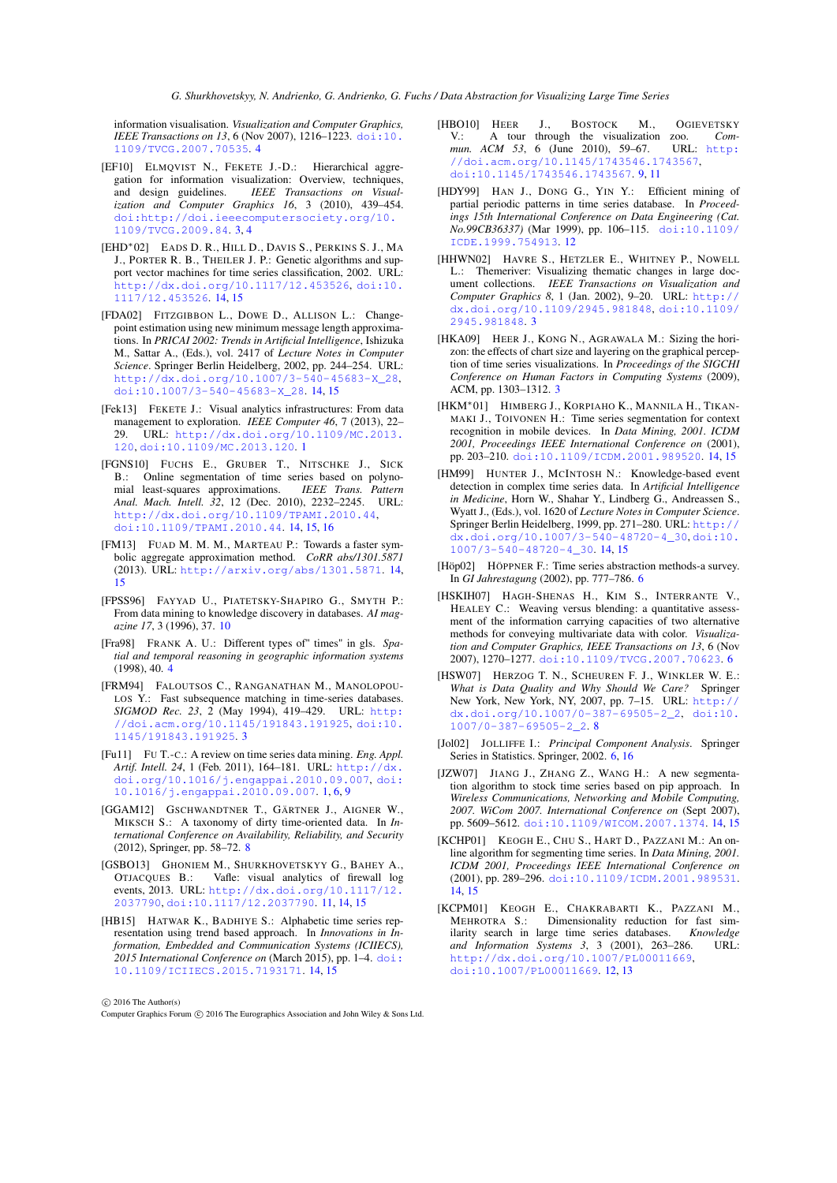information visualisation. *Visualization and Computer Graphics, IEEE Transactions on 13*, 6 (Nov 2007), 1216–1223. doi:10.1109/TVCG.2007.70535. 4

[EF10] ELMQVIST N., FEKETE J.-D.: Hierarchical aggregation for information visualization: Overview, techniques, and design guidelines. *IEEE Transactions on Visualization and Computer Graphics 16*, 3 (2010), 439–454. doi:http://doi.ieeecomputersociety.org/10.1109/TVCG.2009.84. 3, 4

[EHD*02] EADS D. R., HILL D., DAVIS S., PERKINS S. J., MA J., PORTER R. B., THEILER J. P.: Genetic algorithms and support vector machines for time series classification, 2002. URL: http://dx.doi.org/10.1117/12.453526, doi:10.1117/12.453526. 14, 15

[FDA02] FITZGIBBON L., DOWE D., ALLISON L.: Change-point estimation using new minimum message length approximations. In *PRICAI 2002: Trends in Artificial Intelligence*, Ishizuka M., Sattar A., (Eds.), vol. 2417 of *Lecture Notes in Computer Science*. Springer Berlin Heidelberg, 2002, pp. 244–254. URL: http://dx.doi.org/10.1007/3-540-45683-X_28, doi:10.1007/3-540-45683-X_28. 14, 15

[Fek13] FEKETE J.: Visual analytics infrastructures: From data management to exploration. *IEEE Computer 46*, 7 (2013), 22–29. URL: http://dx.doi.org/10.1109/MC.2013.120, doi:10.1109/MC.2013.120. 1

[FGNS10] FUCHS E., GRUBER T., NITSCHKE J., SICK B.: Online segmentation of time series based on polynomial least-squares approximations. *IEEE Trans. Pattern Anal. Mach. Intell. 32*, 12 (Dec. 2010), 2232–2245. URL: http://dx.doi.org/10.1109/TPAMI.2010.44, doi:10.1109/TPAMI.2010.44. 14, 15, 16

[FM13] FUAD M. M. M., MARTEAU P.: Towards a faster symbolic aggregate approximation method. *CoRR abs/1301.5871* (2013). URL: http://arxiv.org/abs/1301.5871. 14, 15

[FPSS96] FAYYAD U., PIATETSKY-SHAPIRO G., SMYTH P.: From data mining to knowledge discovery in databases. *AI magazine 17*, 3 (1996), 37. 10

[Fra98] FRANK A. U.: Different types of" times" in gls. *Spatial and temporal reasoning in geographic information systems* (1998), 40. 4

[FRM94] FALOUTSOS C., RANGANATHAN M., MANOLOPOULOS Y.: Fast subsequence matching in time-series databases. *SIGMOD Rec. 23*, 2 (May 1994), 419–429. URL: http://doi.acm.org/10.1145/191843.191925, doi:10.1145/191843.191925. 3

[Fu11] FU T.-C.: A review on time series data mining. *Eng. Appl. Artif. Intell. 24*, 1 (Feb. 2011), 164–181. URL: http://dx.doi.org/10.1016/j.engappai.2010.09.007, doi:10.1016/j.engappai.2010.09.007. 1, 6, 9

[GGAM12] GSCHWANDTNER T., GÄRTNER J., AIGNER W., MIKSCH S.: A taxonomy of dirty time-oriented data. In *International Conference on Availability, Reliability, and Security* (2012), Springer, pp. 58–72. 8

[GSBO13] GHONIEM M., SHURKHOVETSKYY G., BAHEY A., OTJACQUES B.: Vafle: visual analytics of firewall log events, 2013. URL: http://dx.doi.org/10.1117/12.2037790, doi:10.1117/12.2037790. 11, 14, 15

[HB15] HATWAR K., BADHIYE S.: Alphabetic time series representation using trend based approach. In *Innovations in Information, Embedded and Communication Systems (ICIIECS), 2015 International Conference on* (March 2015), pp. 1–4. doi:10.1109/ICIIECS.2015.7193171. 14, 15

[HBO10] HEER J., BOSTOCK M., OGIEVETSKY V.: A tour through the visualization zoo. *Commun. ACM 53*, 6 (June 2010), 59–67. URL: http://doi.acm.org/10.1145/1743546.1743567, doi:10.1145/1743546.1743567. 9, 11

[HDY99] HAN J., DONG G., YIN Y.: Efficient mining of partial periodic patterns in time series database. In *Proceedings 15th International Conference on Data Engineering (Cat. No.99CB36337)* (Mar 1999), pp. 106–115. doi:10.1109/ICDE.1999.754913. 12

[HHWN02] HAVRE S., HETZLER E., WHITNEY P., NOWELL L.: Themeriver: Visualizing thematic changes in large document collections. *IEEE Transactions on Visualization and Computer Graphics 8*, 1 (Jan. 2002), 9–20. URL: http://dx.doi.org/10.1109/2945.981848, doi:10.1109/2945.981848. 3

[HKA09] HEER J., KONG N., AGRAWALA M.: Sizing the horizon: the effects of chart size and layering on the graphical perception of time series visualizations. In *Proceedings of the SIGCHI Conference on Human Factors in Computing Systems* (2009), ACM, pp. 1303–1312. 3

[HKM*01] HIMBERG J., KORPIAHO K., MANNILA H., TIKANMAKI J., TOIVONEN H.: Time series segmentation for context recognition in mobile devices. In *Data Mining, 2001. ICDM 2001, Proceedings IEEE International Conference on* (2001), pp. 203–210. doi:10.1109/ICDM.2001.989520. 14, 15

[HM99] HUNTER J., MCINTOSH N.: Knowledge-based event detection in complex time series data. In *Artificial Intelligence in Medicine*, Horn W., Shahar Y., Lindberg G., Andreassen S., Wyatt J., (Eds.), vol. 1620 of *Lecture Notes in Computer Science*. Springer Berlin Heidelberg, 1999, pp. 271–280. URL: http://dx.doi.org/10.1007/3-540-48720-4_30, doi:10.1007/3-540-48720-4_30. 14, 15

[Höp02] HÖPPNER F.: Time series abstraction methods-a survey. In *GI Jahrestagung* (2002), pp. 777–786. 6

[HSKIH07] HAGH-SHENAS H., KIM S., INTERRANTE V., HEALEY C.: Weaving versus blending: a quantitative assessment of the information carrying capacities of two alternative methods for conveying multivariate data with color. *Visualization and Computer Graphics, IEEE Transactions on 13*, 6 (Nov 2007), 1270–1277. doi:10.1109/TVCG.2007.70623. 6

[HSW07] HERZOG T. N., SCHEUREN F. J., WINKLER W. E.: *What is Data Quality and Why Should We Care?* Springer New York, New York, NY, 2007, pp. 7–15. URL: http://dx.doi.org/10.1007/0-387-69505-2_2, doi:10.1007/0-387-69505-2_2. 8

[Jol02] JOLLIFFE I.: *Principal Component Analysis*. Springer Series in Statistics. Springer, 2002. 6, 16

[JZW07] JIANG J., ZHANG Z., WANG H.: A new segmentation algorithm to stock time series based on pip approach. In *Wireless Communications, Networking and Mobile Computing, 2007. WiCom 2007. International Conference on* (Sept 2007), pp. 5609–5612. doi:10.1109/WICOM.2007.1374. 14, 15

[KCHP01] KEOGH E., CHU S., HART D., PAZZANI M.: An online algorithm for segmenting time series. In *Data Mining, 2001. ICDM 2001, Proceedings IEEE International Conference on* (2001), pp. 289–296. doi:10.1109/ICDM.2001.989531. 14, 15

[KCPM01] KEOGH E., CHAKRABARTI K., PAZZANI M., MEHROTRA S.: Dimensionality reduction for fast similarity search in large time series databases. *Knowledge and Information Systems 3*, 3 (2001), 263–286. URL: http://dx.doi.org/10.1007/PL00011669, doi:10.1007/PL00011669. 12, 13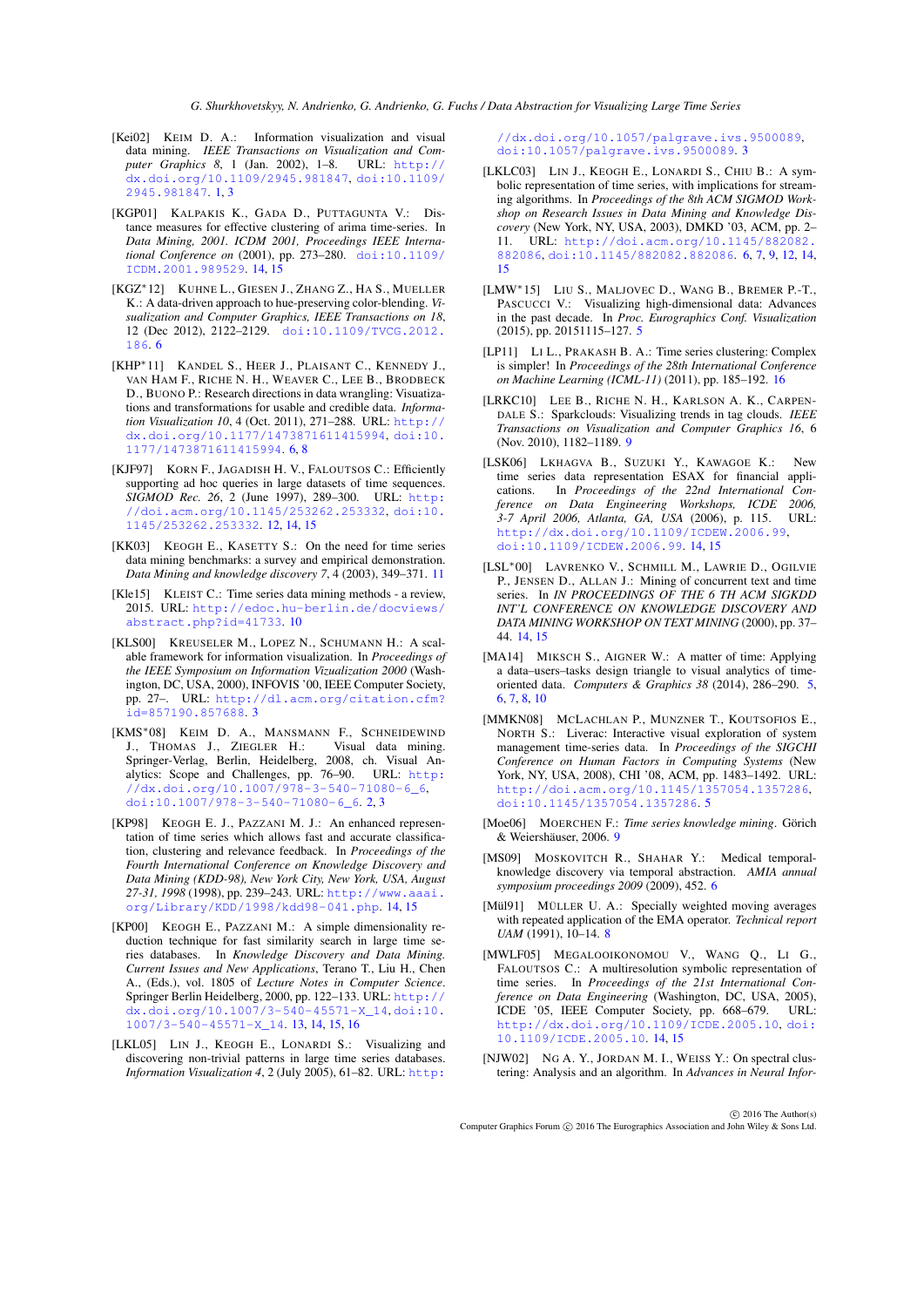[Kei02] Keim D. A.: Information visualization and visual data mining. *IEEE Transactions on Visualization and Computer Graphics 8*, 1 (Jan. 2002), 1–8. URL: http://dx.doi.org/10.1109/2945.981847, doi:10.1109/2945.981847. 1, 3

[KGP01] Kalpakis K., Gada D., Puttagunta V.: Distance measures for effective clustering of arima time-series. In *Data Mining, 2001. ICDM 2001, Proceedings IEEE International Conference on* (2001), pp. 273–280. doi:10.1109/ICDM.2001.989529. 14, 15

[KGZ*12] Kuhne L., Giesen J., Zhang Z., Ha S., Mueller K.: A data-driven approach to hue-preserving color-blending. *Visualization and Computer Graphics, IEEE Transactions on 18*, 12 (Dec 2012), 2122–2129. doi:10.1109/TVCG.2012.186. 6

[KHP*11] Kandel S., Heer J., Plaisant C., Kennedy J., van Ham F., Riche N. H., Weaver C., Lee B., Brodbeck D., Buono P.: Research directions in data wrangling: Visualizations and transformations for usable and credible data. *Information Visualization 10*, 4 (Oct. 2011), 271–288. URL: http://dx.doi.org/10.1177/1473871611415994, doi:10.1177/1473871611415994. 6, 8

[KJF97] Korn F., Jagadish H. V., Faloutsos C.: Efficiently supporting ad hoc queries in large datasets of time sequences. *SIGMOD Rec. 26*, 2 (June 1997), 289–300. URL: http://doi.acm.org/10.1145/253262.253332, doi:10.1145/253262.253332. 12, 14, 15

[KK03] Keogh E., Kasetty S.: On the need for time series data mining benchmarks: a survey and empirical demonstration. *Data Mining and knowledge discovery 7*, 4 (2003), 349–371. 11

[Kle15] Kleist C.: Time series data mining methods - a review, 2015. URL: http://edoc.hu-berlin.de/docviews/abstract.php?id=41733. 10

[KLS00] Kreuseler M., Lopez N., Schumann H.: A scalable framework for information visualization. In *Proceedings of the IEEE Symposium on Information Vizualization 2000* (Washington, DC, USA, 2000), INFOVIS '00, IEEE Computer Society, pp. 27–. URL: http://dl.acm.org/citation.cfm?id=857190.857688. 3

[KMS*08] Keim D. A., Mansmann F., Schneidewind J., Thomas J., Ziegler H.: Visual data mining. Springer-Verlag, Berlin, Heidelberg, 2008, ch. Visual Analytics: Scope and Challenges, pp. 76–90. URL: http://dx.doi.org/10.1007/978-3-540-71080-6_6, doi:10.1007/978-3-540-71080-6_6. 2, 3

[KP98] Keogh E. J., Pazzani M. J.: An enhanced representation of time series which allows fast and accurate classification, clustering and relevance feedback. In *Proceedings of the Fourth International Conference on Knowledge Discovery and Data Mining (KDD-98), New York City, New York, USA, August 27-31, 1998* (1998), pp. 239–243. URL: http://www.aaai.org/Library/KDD/1998/kdd98-041.php. 14, 15

[KP00] Keogh E., Pazzani M.: A simple dimensionality reduction technique for fast similarity search in large time series databases. In *Knowledge Discovery and Data Mining. Current Issues and New Applications*, Terano T., Liu H., Chen A., (Eds.), vol. 1805 of *Lecture Notes in Computer Science*. Springer Berlin Heidelberg, 2000, pp. 122–133. URL: http://dx.doi.org/10.1007/3-540-45571-X_14, doi:10.1007/3-540-45571-X_14. 13, 14, 15, 16

[LKL05] Lin J., Keogh E., Lonardi S.: Visualizing and discovering non-trivial patterns in large time series databases. *Information Visualization 4*, 2 (July 2005), 61–82. URL: http://dx.doi.org/10.1057/palgrave.ivs.9500089, doi:10.1057/palgrave.ivs.9500089. 3

[LKLC03] Lin J., Keogh E., Lonardi S., Chiu B.: A symbolic representation of time series, with implications for streaming algorithms. In *Proceedings of the 8th ACM SIGMOD Workshop on Research Issues in Data Mining and Knowledge Discovery* (New York, NY, USA, 2003), DMKD '03, ACM, pp. 2–11. URL: http://doi.acm.org/10.1145/882082.882086, doi:10.1145/882082.882086. 6, 7, 9, 12, 14, 15

[LMW*15] Liu S., Maljovec D., Wang B., Bremer P.-T., Pascucci V.: Visualizing high-dimensional data: Advances in the past decade. In *Proc. Eurographics Conf. Visualization* (2015), pp. 20151115–127. 5

[LP11] Li L., Prakash B. A.: Time series clustering: Complex is simpler! In *Proceedings of the 28th International Conference on Machine Learning (ICML-11)* (2011), pp. 185–192. 16

[LRKC10] Lee B., Riche N. H., Karlson A. K., Carpendale S.: Sparkclouds: Visualizing trends in tag clouds. *IEEE Transactions on Visualization and Computer Graphics 16*, 6 (Nov. 2010), 1182–1189. 9

[LSK06] Lkhagva B., Suzuki Y., Kawagoe K.: New time series data representation ESAX for financial applications. In *Proceedings of the 22nd International Conference on Data Engineering Workshops, ICDE 2006, 3-7 April 2006, Atlanta, GA, USA* (2006), p. 115. URL: http://dx.doi.org/10.1109/ICDEW.2006.99, doi:10.1109/ICDEW.2006.99. 14, 15

[LSL*00] Lavrenko V., Schmill M., Lawrie D., Ogilvie P., Jensen D., Allan J.: Mining of concurrent text and time series. In *IN PROCEEDINGS OF THE 6 TH ACM SIGKDD INT'L CONFERENCE ON KNOWLEDGE DISCOVERY AND DATA MINING WORKSHOP ON TEXT MINING* (2000), pp. 37–44. 14, 15

[MA14] Miksch S., Aigner W.: A matter of time: Applying a data–users–tasks design triangle to visual analytics of time-oriented data. *Computers & Graphics 38* (2014), 286–290. 5, 6, 7, 8, 10

[MMKN08] McLachlan P., Munzner T., Koutsofios E., North S.: Liverac: Interactive visual exploration of system management time-series data. In *Proceedings of the SIGCHI Conference on Human Factors in Computing Systems* (New York, NY, USA, 2008), CHI '08, ACM, pp. 1483–1492. URL: http://doi.acm.org/10.1145/1357054.1357286, doi:10.1145/1357054.1357286. 5

[Moe06] Moerchen F.: *Time series knowledge mining*. Görich & Weiershäuser, 2006. 9

[MS09] Moskovitch R., Shahar Y.: Medical temporal-knowledge discovery via temporal abstraction. *AMIA annual symposium proceedings 2009* (2009), 452. 6

[Mül91] Müller U. A.: Specially weighted moving averages with repeated application of the EMA operator. *Technical report UAM* (1991), 10–14. 8

[MWLF05] Megalooikonomou V., Wang Q., Li G., Faloutsos C.: A multiresolution symbolic representation of time series. In *Proceedings of the 21st International Conference on Data Engineering* (Washington, DC, USA, 2005), ICDE '05, IEEE Computer Society, pp. 668–679. URL: http://dx.doi.org/10.1109/ICDE.2005.10, doi:10.1109/ICDE.2005.10. 14, 15

[NJW02] Ng A. Y., Jordan M. I., Weiss Y.: On spectral clustering: Analysis and an algorithm. In *Advances in Neural Infor-*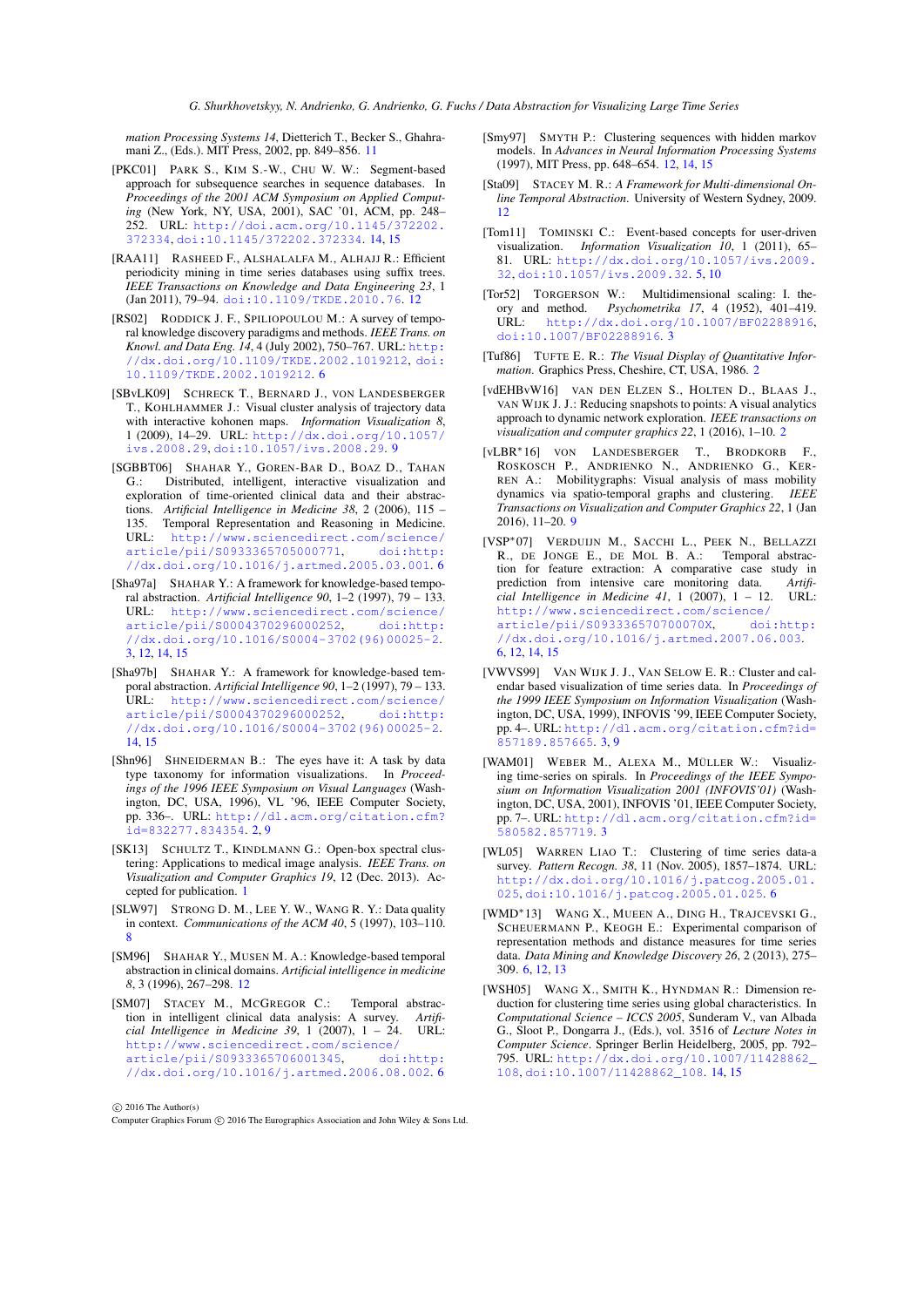*mation Processing Systems 14*, Dietterich T., Becker S., Ghahramani Z., (Eds.). MIT Press, 2002, pp. 849–856. 11

[PKC01] PARK S., KIM S.-W., CHU W. W.: Segment-based approach for subsequence searches in sequence databases. In *Proceedings of the 2001 ACM Symposium on Applied Computing* (New York, NY, USA, 2001), SAC '01, ACM, pp. 248–252. URL: http://doi.acm.org/10.1145/372202.372334, doi:10.1145/372202.372334. 14, 15

[RAA11] RASHEED F., ALSHALALFA M., ALHAJJ R.: Efficient periodicity mining in time series databases using suffix trees. *IEEE Transactions on Knowledge and Data Engineering 23*, 1 (Jan 2011), 79–94. doi:10.1109/TKDE.2010.76. 12

[RS02] RODDICK J. F., SPILIOPOULOU M.: A survey of temporal knowledge discovery paradigms and methods. *IEEE Trans. on Knowl. and Data Eng. 14*, 4 (July 2002), 750–767. URL: http://dx.doi.org/10.1109/TKDE.2002.1019212, doi:10.1109/TKDE.2002.1019212. 6

[SBvLK09] SCHRECK T., BERNARD J., VON LANDESBERGER T., KOHLHAMMER J.: Visual cluster analysis of trajectory data with interactive kohonen maps. *Information Visualization 8*, 1 (2009), 14–29. URL: http://dx.doi.org/10.1057/ivs.2008.29, doi:10.1057/ivs.2008.29. 9

[SGBBT06] SHAHAR Y., GOREN-BAR D., BOAZ D., TAHAN G.: Distributed, intelligent, interactive visualization and exploration of time-oriented clinical data and their abstractions. *Artificial Intelligence in Medicine 38*, 2 (2006), 115 – 135. Temporal Representation and Reasoning in Medicine. URL: http://www.sciencedirect.com/science/article/pii/S0933365705000771, doi:http://dx.doi.org/10.1016/j.artmed.2005.03.001. 6

[Sha97a] SHAHAR Y.: A framework for knowledge-based temporal abstraction. *Artificial Intelligence 90*, 1–2 (1997), 79 – 133. URL: http://www.sciencedirect.com/science/article/pii/S0004370296000252, doi:http://dx.doi.org/10.1016/S0004-3702(96)00025-2. 3, 12, 14, 15

[Sha97b] SHAHAR Y.: A framework for knowledge-based temporal abstraction. *Artificial Intelligence 90*, 1–2 (1997), 79 – 133. URL: http://www.sciencedirect.com/science/article/pii/S0004370296000252, doi:http://dx.doi.org/10.1016/S0004-3702(96)00025-2. 14, 15

[Shn96] SHNEIDERMAN B.: The eyes have it: A task by data type taxonomy for information visualizations. In *Proceedings of the 1996 IEEE Symposium on Visual Languages* (Washington, DC, USA, 1996), VL '96, IEEE Computer Society, pp. 336–. URL: http://dl.acm.org/citation.cfm?id=832277.834354. 2, 9

[SK13] SCHULTZ T., KINDLMANN G.: Open-box spectral clustering: Applications to medical image analysis. *IEEE Trans. on Visualization and Computer Graphics 19*, 12 (Dec. 2013). Accepted for publication. 1

[SLW97] STRONG D. M., LEE Y. W., WANG R. Y.: Data quality in context. *Communications of the ACM 40*, 5 (1997), 103–110. 8

[SM96] SHAHAR Y., MUSEN M. A.: Knowledge-based temporal abstraction in clinical domains. *Artificial intelligence in medicine 8*, 3 (1996), 267–298. 12

[SM07] STACEY M., MCGREGOR C.: Temporal abstraction in intelligent clinical data analysis: A survey. *Artificial Intelligence in Medicine 39*, 1 (2007), 1 – 24. URL: http://www.sciencedirect.com/science/article/pii/S0933365706001345, doi:http://dx.doi.org/10.1016/j.artmed.2006.08.002. 6

[Smy97] SMYTH P.: Clustering sequences with hidden markov models. In *Advances in Neural Information Processing Systems* (1997), MIT Press, pp. 648–654. 12, 14, 15

[Sta09] STACEY M. R.: *A Framework for Multi-dimensional Online Temporal Abstraction*. University of Western Sydney, 2009. 12

[Tom11] TOMINSKI C.: Event-based concepts for user-driven visualization. *Information Visualization 10*, 1 (2011), 65–81. URL: http://dx.doi.org/10.1057/ivs.2009.32, doi:10.1057/ivs.2009.32. 5, 10

[Tor52] TORGERSON W.: Multidimensional scaling: I. theory and method. *Psychometrika 17*, 4 (1952), 401–419. URL: http://dx.doi.org/10.1007/BF02288916, doi:10.1007/BF02288916. 3

[Tuf86] TUFTE E. R.: *The Visual Display of Quantitative Information*. Graphics Press, Cheshire, CT, USA, 1986. 2

[vdEHBvW16] VAN DEN ELZEN S., HOLTEN D., BLAAS J., VAN WIJK J. J.: Reducing snapshots to points: A visual analytics approach to dynamic network exploration. *IEEE transactions on visualization and computer graphics 22*, 1 (2016), 1–10. 2

[vLBR*16] VON LANDESBERGER T., BRODKORB F., ROSKOSCH P., ANDRIENKO N., ANDRIENKO G., KERREN A.: Mobilitygraphs: Visual analysis of mass mobility dynamics via spatio-temporal graphs and clustering. *IEEE Transactions on Visualization and Computer Graphics 22*, 1 (Jan 2016), 11–20. 9

[VSP*07] VERDUIJN M., SACCHI L., PEEK N., BELLAZZI R., DE JONGE E., DE MOL B. A.: Temporal abstraction for feature extraction: A comparative case study in prediction from intensive care monitoring data. *Artificial Intelligence in Medicine 41*, 1 (2007), 1 – 12. URL: http://www.sciencedirect.com/science/article/pii/S093336570700070X, doi:http://dx.doi.org/10.1016/j.artmed.2007.06.003. 6, 12, 14, 15

[VWVS99] VAN WIJK J. J., VAN SELOW E. R.: Cluster and calendar based visualization of time series data. In *Proceedings of the 1999 IEEE Symposium on Information Visualization* (Washington, DC, USA, 1999), INFOVIS '99, IEEE Computer Society, pp. 4–. URL: http://dl.acm.org/citation.cfm?id=857189.857665. 3, 9

[WAM01] WEBER M., ALEXA M., MÜLLER W.: Visualizing time-series on spirals. In *Proceedings of the IEEE Symposium on Information Visualization 2001 (INFOVIS'01)* (Washington, DC, USA, 2001), INFOVIS '01, IEEE Computer Society, pp. 7–. URL: http://dl.acm.org/citation.cfm?id=580582.857719. 3

[WL05] WARREN LIAO T.: Clustering of time series data-a survey. *Pattern Recogn. 38*, 11 (Nov. 2005), 1857–1874. URL: http://dx.doi.org/10.1016/j.patcog.2005.01.025, doi:10.1016/j.patcog.2005.01.025. 6

[WMD*13] WANG X., MUEEN A., DING H., TRAJCEVSKI G., SCHEUERMANN P., KEOGH E.: Experimental comparison of representation methods and distance measures for time series data. *Data Mining and Knowledge Discovery 26*, 2 (2013), 275–309. 6, 12, 13

[WSH05] WANG X., SMITH K., HYNDMAN R.: Dimension reduction for clustering time series using global characteristics. In *Computational Science – ICCS 2005*, Sunderam V., van Albada G., Sloot P., Dongarra J., (Eds.), vol. 3516 of *Lecture Notes in Computer Science*. Springer Berlin Heidelberg, 2005, pp. 792–795. URL: http://dx.doi.org/10.1007/11428862_108, doi:10.1007/11428862_108. 14, 15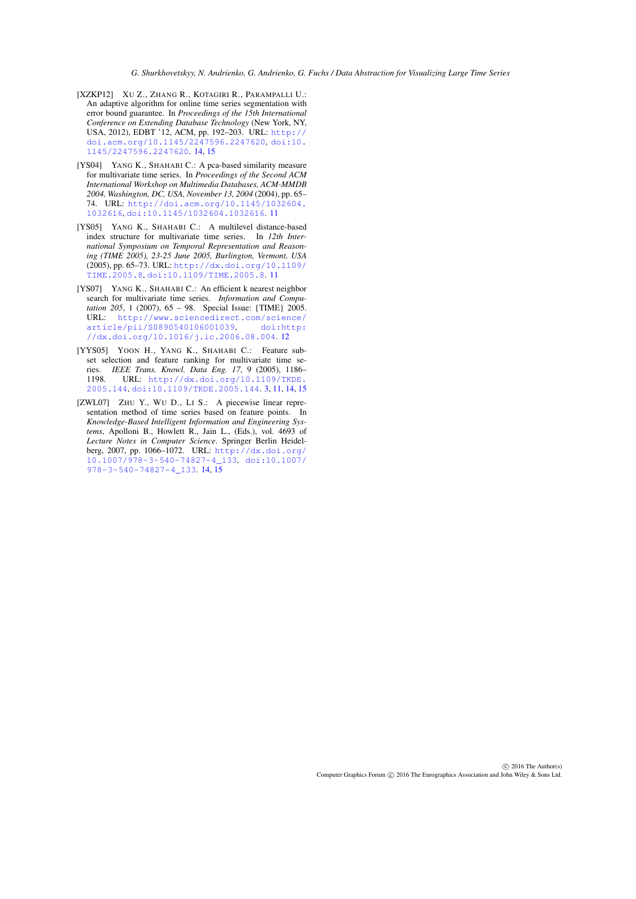[XZKP12] Xu Z., Zhang R., Kotagiri R., Parampalli U.: An adaptive algorithm for online time series segmentation with error bound guarantee. In *Proceedings of the 15th International Conference on Extending Database Technology* (New York, NY, USA, 2012), EDBT '12, ACM, pp. 192–203. URL: http://doi.acm.org/10.1145/2247596.2247620, doi:10.1145/2247596.2247620. 14, 15

[YS04] Yang K., Shahabi C.: A pca-based similarity measure for multivariate time series. In *Proceedings of the Second ACM International Workshop on Multimedia Databases, ACM-MMDB 2004, Washington, DC, USA, November 13, 2004* (2004), pp. 65–74. URL: http://doi.acm.org/10.1145/1032604.1032616, doi:10.1145/1032604.1032616. 11

[YS05] Yang K., Shahabi C.: A multilevel distance-based index structure for multivariate time series. In *12th International Symposium on Temporal Representation and Reasoning (TIME 2005), 23-25 June 2005, Burlington, Vermont, USA* (2005), pp. 65–73. URL: http://dx.doi.org/10.1109/TIME.2005.8, doi:10.1109/TIME.2005.8. 11

[YS07] Yang K., Shahabi C.: An efficient k nearest neighbor search for multivariate time series. *Information and Computation 205*, 1 (2007), 65 – 98. Special Issue: {TIME} 2005. URL: http://www.sciencedirect.com/science/article/pii/S0890540106001039, doi:http://dx.doi.org/10.1016/j.ic.2006.08.004. 12

[YYS05] Yoon H., Yang K., Shahabi C.: Feature subset selection and feature ranking for multivariate time series. *IEEE Trans. Knowl. Data Eng. 17*, 9 (2005), 1186–1198. URL: http://dx.doi.org/10.1109/TKDE.2005.144, doi:10.1109/TKDE.2005.144. 3, 11, 14, 15

[ZWL07] Zhu Y., Wu D., Li S.: A piecewise linear representation method of time series based on feature points. In *Knowledge-Based Intelligent Information and Engineering Systems*, Apolloni B., Howlett R., Jain L., (Eds.), vol. 4693 of *Lecture Notes in Computer Science*. Springer Berlin Heidelberg, 2007, pp. 1066–1072. URL: http://dx.doi.org/10.1007/978-3-540-74827-4_133, doi:10.1007/978-3-540-74827-4_133. 14, 15